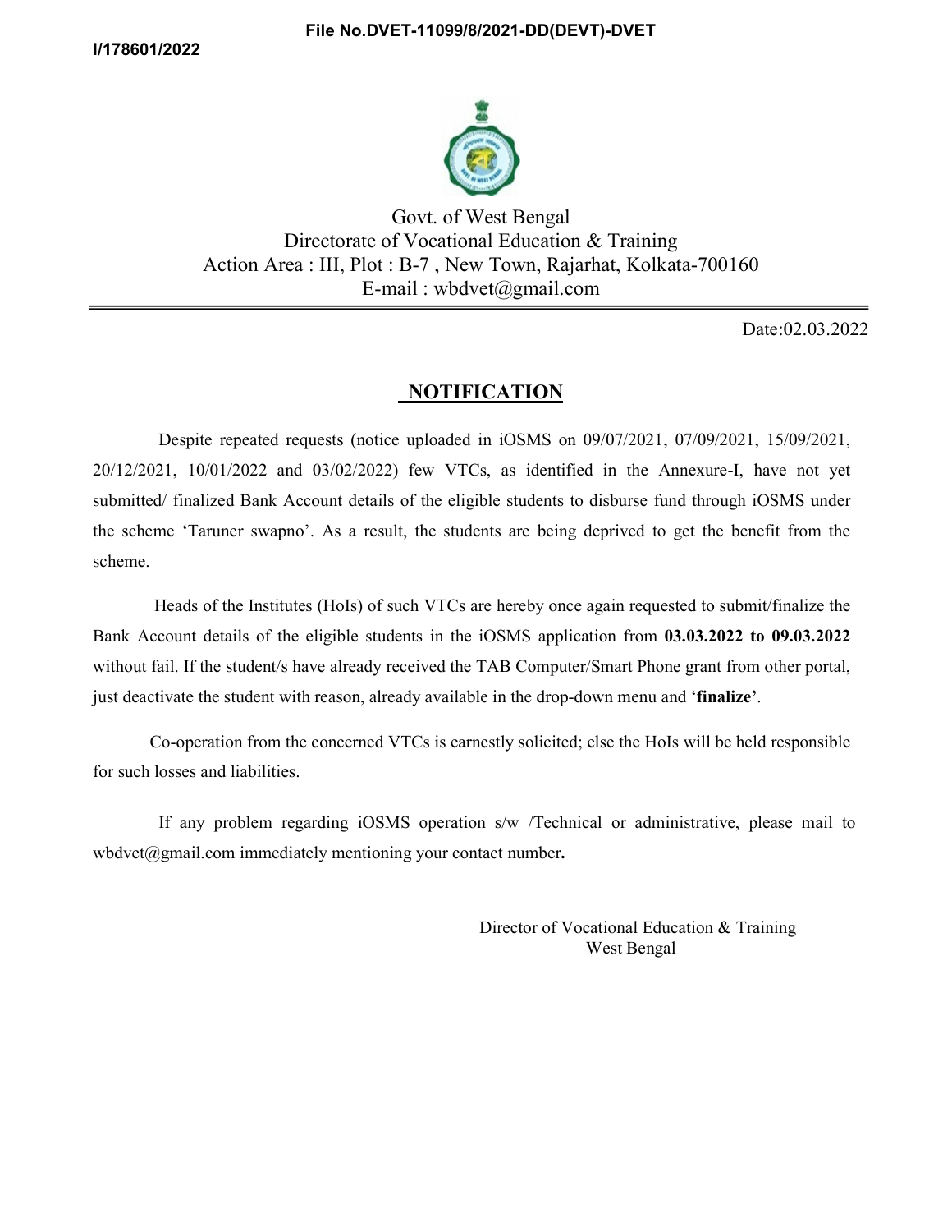File No.DVET-11099/8/2021-DD(DEVT)-DVET

I/178601/2022

Govt. of West Bengal
Directorate of Vocational Education & Training
Action Area : III, Plot : B-7 , New Town, Rajarhat, Kolkata-700160
E-mail : wbdvet@gmail.com

Date:02.03.2022

## NOTIFICATION

Despite repeated requests (notice uploaded in iOSMS on 09/07/2021, 07/09/2021, 15/09/2021, 20/12/2021, 10/01/2022 and 03/02/2022) few VTCs, as identified in the Annexure-I, have not yet submitted/ finalized Bank Account details of the eligible students to disburse fund through iOSMS under the scheme 'Taruner swapno'. As a result, the students are being deprived to get the benefit from the scheme.

Heads of the Institutes (HoIs) of such VTCs are hereby once again requested to submit/finalize the Bank Account details of the eligible students in the iOSMS application from **03.03.2022 to 09.03.2022** without fail. If the student/s have already received the TAB Computer/Smart Phone grant from other portal, just deactivate the student with reason, already available in the drop-down menu and '**finalize**'.

Co-operation from the concerned VTCs is earnestly solicited; else the HoIs will be held responsible for such losses and liabilities.

If any problem regarding iOSMS operation s/w /Technical or administrative, please mail to wbdvet@gmail.com immediately mentioning your contact number**.**

Director of Vocational Education & Training
West Bengal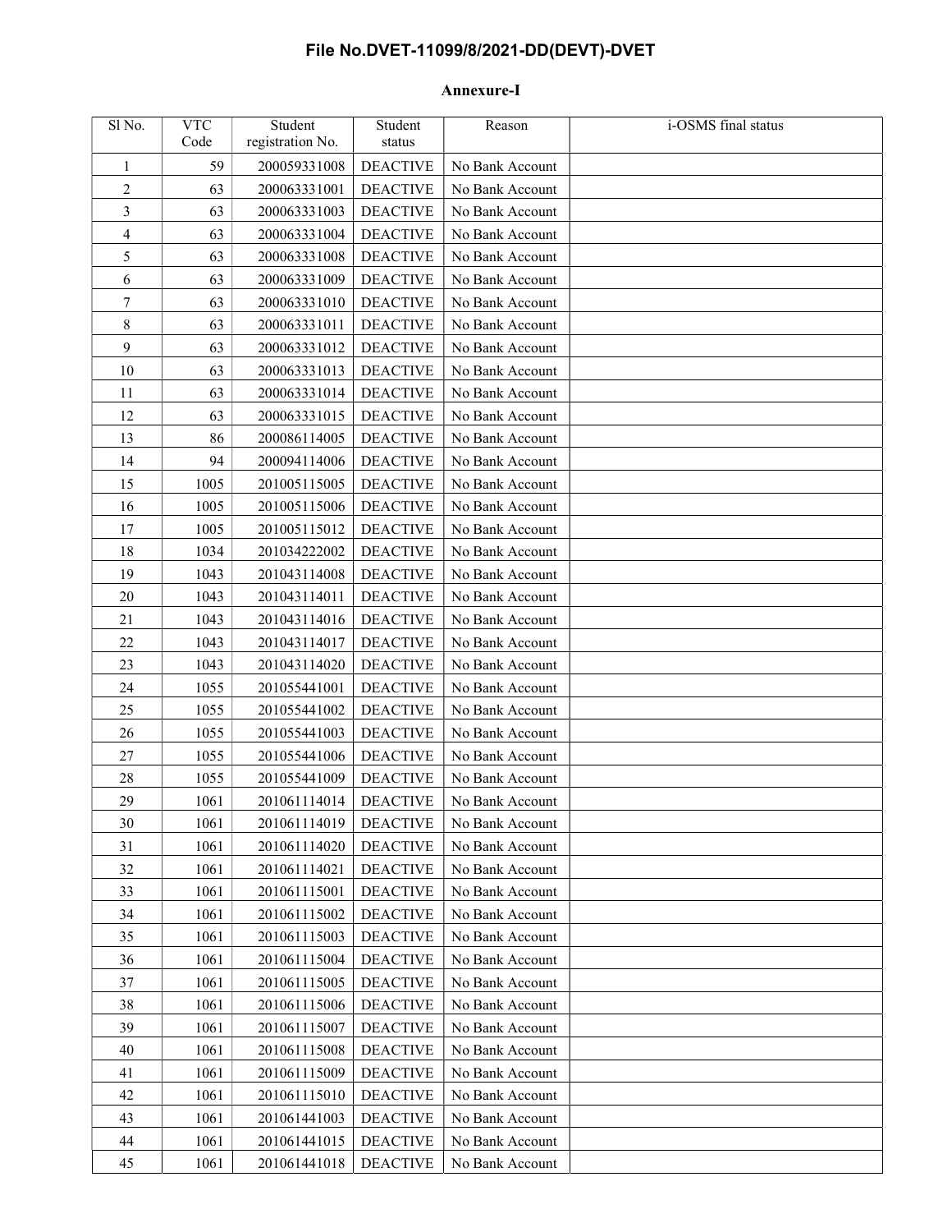**File No.DVET-11099/8/2021-DD(DEVT)-DVET**

**Annexure-I**

| Sl No. | VTC Code | Student registration No. | Student status | Reason | i-OSMS final status |
|---|---|---|---|---|---|
| 1 | 59 | 200059331008 | DEACTIVE | No Bank Account | |
| 2 | 63 | 200063331001 | DEACTIVE | No Bank Account | |
| 3 | 63 | 200063331003 | DEACTIVE | No Bank Account | |
| 4 | 63 | 200063331004 | DEACTIVE | No Bank Account | |
| 5 | 63 | 200063331008 | DEACTIVE | No Bank Account | |
| 6 | 63 | 200063331009 | DEACTIVE | No Bank Account | |
| 7 | 63 | 200063331010 | DEACTIVE | No Bank Account | |
| 8 | 63 | 200063331011 | DEACTIVE | No Bank Account | |
| 9 | 63 | 200063331012 | DEACTIVE | No Bank Account | |
| 10 | 63 | 200063331013 | DEACTIVE | No Bank Account | |
| 11 | 63 | 200063331014 | DEACTIVE | No Bank Account | |
| 12 | 63 | 200063331015 | DEACTIVE | No Bank Account | |
| 13 | 86 | 200086114005 | DEACTIVE | No Bank Account | |
| 14 | 94 | 200094114006 | DEACTIVE | No Bank Account | |
| 15 | 1005 | 201005115005 | DEACTIVE | No Bank Account | |
| 16 | 1005 | 201005115006 | DEACTIVE | No Bank Account | |
| 17 | 1005 | 201005115012 | DEACTIVE | No Bank Account | |
| 18 | 1034 | 201034222002 | DEACTIVE | No Bank Account | |
| 19 | 1043 | 201043114008 | DEACTIVE | No Bank Account | |
| 20 | 1043 | 201043114011 | DEACTIVE | No Bank Account | |
| 21 | 1043 | 201043114016 | DEACTIVE | No Bank Account | |
| 22 | 1043 | 201043114017 | DEACTIVE | No Bank Account | |
| 23 | 1043 | 201043114020 | DEACTIVE | No Bank Account | |
| 24 | 1055 | 201055441001 | DEACTIVE | No Bank Account | |
| 25 | 1055 | 201055441002 | DEACTIVE | No Bank Account | |
| 26 | 1055 | 201055441003 | DEACTIVE | No Bank Account | |
| 27 | 1055 | 201055441006 | DEACTIVE | No Bank Account | |
| 28 | 1055 | 201055441009 | DEACTIVE | No Bank Account | |
| 29 | 1061 | 201061114014 | DEACTIVE | No Bank Account | |
| 30 | 1061 | 201061114019 | DEACTIVE | No Bank Account | |
| 31 | 1061 | 201061114020 | DEACTIVE | No Bank Account | |
| 32 | 1061 | 201061114021 | DEACTIVE | No Bank Account | |
| 33 | 1061 | 201061115001 | DEACTIVE | No Bank Account | |
| 34 | 1061 | 201061115002 | DEACTIVE | No Bank Account | |
| 35 | 1061 | 201061115003 | DEACTIVE | No Bank Account | |
| 36 | 1061 | 201061115004 | DEACTIVE | No Bank Account | |
| 37 | 1061 | 201061115005 | DEACTIVE | No Bank Account | |
| 38 | 1061 | 201061115006 | DEACTIVE | No Bank Account | |
| 39 | 1061 | 201061115007 | DEACTIVE | No Bank Account | |
| 40 | 1061 | 201061115008 | DEACTIVE | No Bank Account | |
| 41 | 1061 | 201061115009 | DEACTIVE | No Bank Account | |
| 42 | 1061 | 201061115010 | DEACTIVE | No Bank Account | |
| 43 | 1061 | 201061441003 | DEACTIVE | No Bank Account | |
| 44 | 1061 | 201061441015 | DEACTIVE | No Bank Account | |
| 45 | 1061 | 201061441018 | DEACTIVE | No Bank Account | |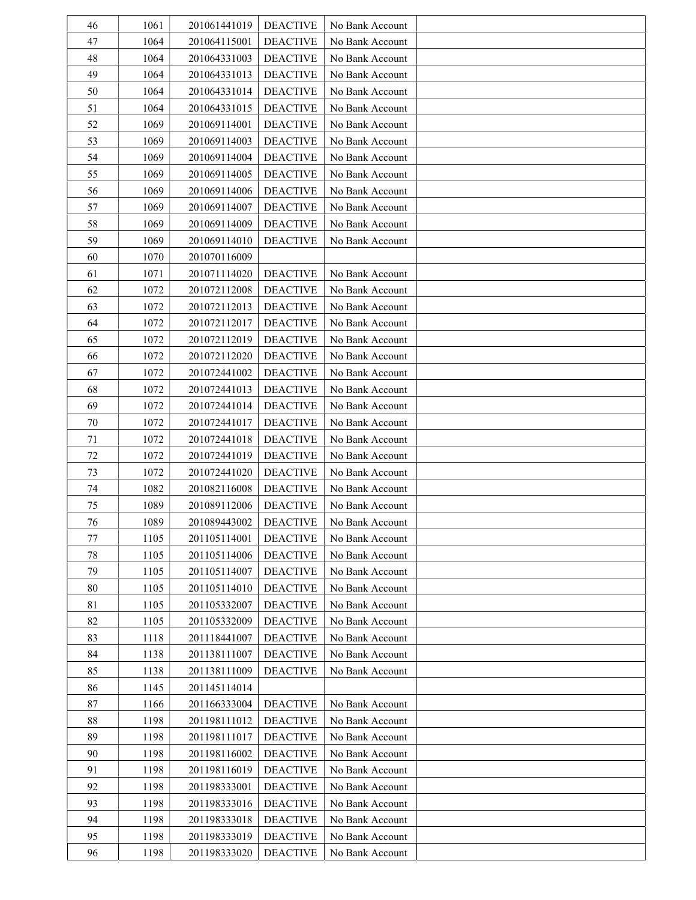| | | | | | |
|---|---|---|---|---|---|
| 46 | 1061 | 201061441019 | DEACTIVE | No Bank Account | |
| 47 | 1064 | 201064115001 | DEACTIVE | No Bank Account | |
| 48 | 1064 | 201064331003 | DEACTIVE | No Bank Account | |
| 49 | 1064 | 201064331013 | DEACTIVE | No Bank Account | |
| 50 | 1064 | 201064331014 | DEACTIVE | No Bank Account | |
| 51 | 1064 | 201064331015 | DEACTIVE | No Bank Account | |
| 52 | 1069 | 201069114001 | DEACTIVE | No Bank Account | |
| 53 | 1069 | 201069114003 | DEACTIVE | No Bank Account | |
| 54 | 1069 | 201069114004 | DEACTIVE | No Bank Account | |
| 55 | 1069 | 201069114005 | DEACTIVE | No Bank Account | |
| 56 | 1069 | 201069114006 | DEACTIVE | No Bank Account | |
| 57 | 1069 | 201069114007 | DEACTIVE | No Bank Account | |
| 58 | 1069 | 201069114009 | DEACTIVE | No Bank Account | |
| 59 | 1069 | 201069114010 | DEACTIVE | No Bank Account | |
| 60 | 1070 | 201070116009 | | | |
| 61 | 1071 | 201071114020 | DEACTIVE | No Bank Account | |
| 62 | 1072 | 201072112008 | DEACTIVE | No Bank Account | |
| 63 | 1072 | 201072112013 | DEACTIVE | No Bank Account | |
| 64 | 1072 | 201072112017 | DEACTIVE | No Bank Account | |
| 65 | 1072 | 201072112019 | DEACTIVE | No Bank Account | |
| 66 | 1072 | 201072112020 | DEACTIVE | No Bank Account | |
| 67 | 1072 | 201072441002 | DEACTIVE | No Bank Account | |
| 68 | 1072 | 201072441013 | DEACTIVE | No Bank Account | |
| 69 | 1072 | 201072441014 | DEACTIVE | No Bank Account | |
| 70 | 1072 | 201072441017 | DEACTIVE | No Bank Account | |
| 71 | 1072 | 201072441018 | DEACTIVE | No Bank Account | |
| 72 | 1072 | 201072441019 | DEACTIVE | No Bank Account | |
| 73 | 1072 | 201072441020 | DEACTIVE | No Bank Account | |
| 74 | 1082 | 201082116008 | DEACTIVE | No Bank Account | |
| 75 | 1089 | 201089112006 | DEACTIVE | No Bank Account | |
| 76 | 1089 | 201089443002 | DEACTIVE | No Bank Account | |
| 77 | 1105 | 201105114001 | DEACTIVE | No Bank Account | |
| 78 | 1105 | 201105114006 | DEACTIVE | No Bank Account | |
| 79 | 1105 | 201105114007 | DEACTIVE | No Bank Account | |
| 80 | 1105 | 201105114010 | DEACTIVE | No Bank Account | |
| 81 | 1105 | 201105332007 | DEACTIVE | No Bank Account | |
| 82 | 1105 | 201105332009 | DEACTIVE | No Bank Account | |
| 83 | 1118 | 201118441007 | DEACTIVE | No Bank Account | |
| 84 | 1138 | 201138111007 | DEACTIVE | No Bank Account | |
| 85 | 1138 | 201138111009 | DEACTIVE | No Bank Account | |
| 86 | 1145 | 201145114014 | | | |
| 87 | 1166 | 201166333004 | DEACTIVE | No Bank Account | |
| 88 | 1198 | 201198111012 | DEACTIVE | No Bank Account | |
| 89 | 1198 | 201198111017 | DEACTIVE | No Bank Account | |
| 90 | 1198 | 201198116002 | DEACTIVE | No Bank Account | |
| 91 | 1198 | 201198116019 | DEACTIVE | No Bank Account | |
| 92 | 1198 | 201198333001 | DEACTIVE | No Bank Account | |
| 93 | 1198 | 201198333016 | DEACTIVE | No Bank Account | |
| 94 | 1198 | 201198333018 | DEACTIVE | No Bank Account | |
| 95 | 1198 | 201198333019 | DEACTIVE | No Bank Account | |
| 96 | 1198 | 201198333020 | DEACTIVE | No Bank Account | |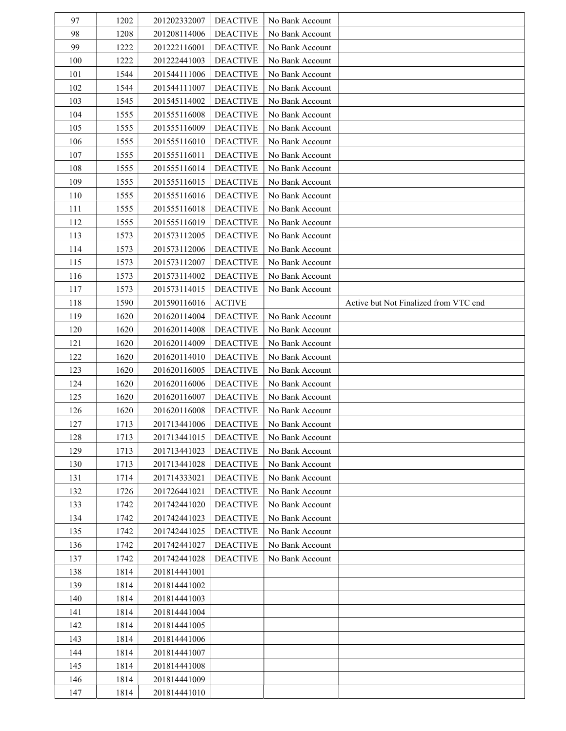| | | | | | |
|---|---|---|---|---|---|
| 97 | 1202 | 201202332007 | DEACTIVE | No Bank Account | |
| 98 | 1208 | 201208114006 | DEACTIVE | No Bank Account | |
| 99 | 1222 | 201222116001 | DEACTIVE | No Bank Account | |
| 100 | 1222 | 201222441003 | DEACTIVE | No Bank Account | |
| 101 | 1544 | 201544111006 | DEACTIVE | No Bank Account | |
| 102 | 1544 | 201544111007 | DEACTIVE | No Bank Account | |
| 103 | 1545 | 201545114002 | DEACTIVE | No Bank Account | |
| 104 | 1555 | 201555116008 | DEACTIVE | No Bank Account | |
| 105 | 1555 | 201555116009 | DEACTIVE | No Bank Account | |
| 106 | 1555 | 201555116010 | DEACTIVE | No Bank Account | |
| 107 | 1555 | 201555116011 | DEACTIVE | No Bank Account | |
| 108 | 1555 | 201555116014 | DEACTIVE | No Bank Account | |
| 109 | 1555 | 201555116015 | DEACTIVE | No Bank Account | |
| 110 | 1555 | 201555116016 | DEACTIVE | No Bank Account | |
| 111 | 1555 | 201555116018 | DEACTIVE | No Bank Account | |
| 112 | 1555 | 201555116019 | DEACTIVE | No Bank Account | |
| 113 | 1573 | 201573112005 | DEACTIVE | No Bank Account | |
| 114 | 1573 | 201573112006 | DEACTIVE | No Bank Account | |
| 115 | 1573 | 201573112007 | DEACTIVE | No Bank Account | |
| 116 | 1573 | 201573114002 | DEACTIVE | No Bank Account | |
| 117 | 1573 | 201573114015 | DEACTIVE | No Bank Account | |
| 118 | 1590 | 201590116016 | ACTIVE | | Active but Not Finalized from VTC end |
| 119 | 1620 | 201620114004 | DEACTIVE | No Bank Account | |
| 120 | 1620 | 201620114008 | DEACTIVE | No Bank Account | |
| 121 | 1620 | 201620114009 | DEACTIVE | No Bank Account | |
| 122 | 1620 | 201620114010 | DEACTIVE | No Bank Account | |
| 123 | 1620 | 201620116005 | DEACTIVE | No Bank Account | |
| 124 | 1620 | 201620116006 | DEACTIVE | No Bank Account | |
| 125 | 1620 | 201620116007 | DEACTIVE | No Bank Account | |
| 126 | 1620 | 201620116008 | DEACTIVE | No Bank Account | |
| 127 | 1713 | 201713441006 | DEACTIVE | No Bank Account | |
| 128 | 1713 | 201713441015 | DEACTIVE | No Bank Account | |
| 129 | 1713 | 201713441023 | DEACTIVE | No Bank Account | |
| 130 | 1713 | 201713441028 | DEACTIVE | No Bank Account | |
| 131 | 1714 | 201714333021 | DEACTIVE | No Bank Account | |
| 132 | 1726 | 201726441021 | DEACTIVE | No Bank Account | |
| 133 | 1742 | 201742441020 | DEACTIVE | No Bank Account | |
| 134 | 1742 | 201742441023 | DEACTIVE | No Bank Account | |
| 135 | 1742 | 201742441025 | DEACTIVE | No Bank Account | |
| 136 | 1742 | 201742441027 | DEACTIVE | No Bank Account | |
| 137 | 1742 | 201742441028 | DEACTIVE | No Bank Account | |
| 138 | 1814 | 201814441001 | | | |
| 139 | 1814 | 201814441002 | | | |
| 140 | 1814 | 201814441003 | | | |
| 141 | 1814 | 201814441004 | | | |
| 142 | 1814 | 201814441005 | | | |
| 143 | 1814 | 201814441006 | | | |
| 144 | 1814 | 201814441007 | | | |
| 145 | 1814 | 201814441008 | | | |
| 146 | 1814 | 201814441009 | | | |
| 147 | 1814 | 201814441010 | | | |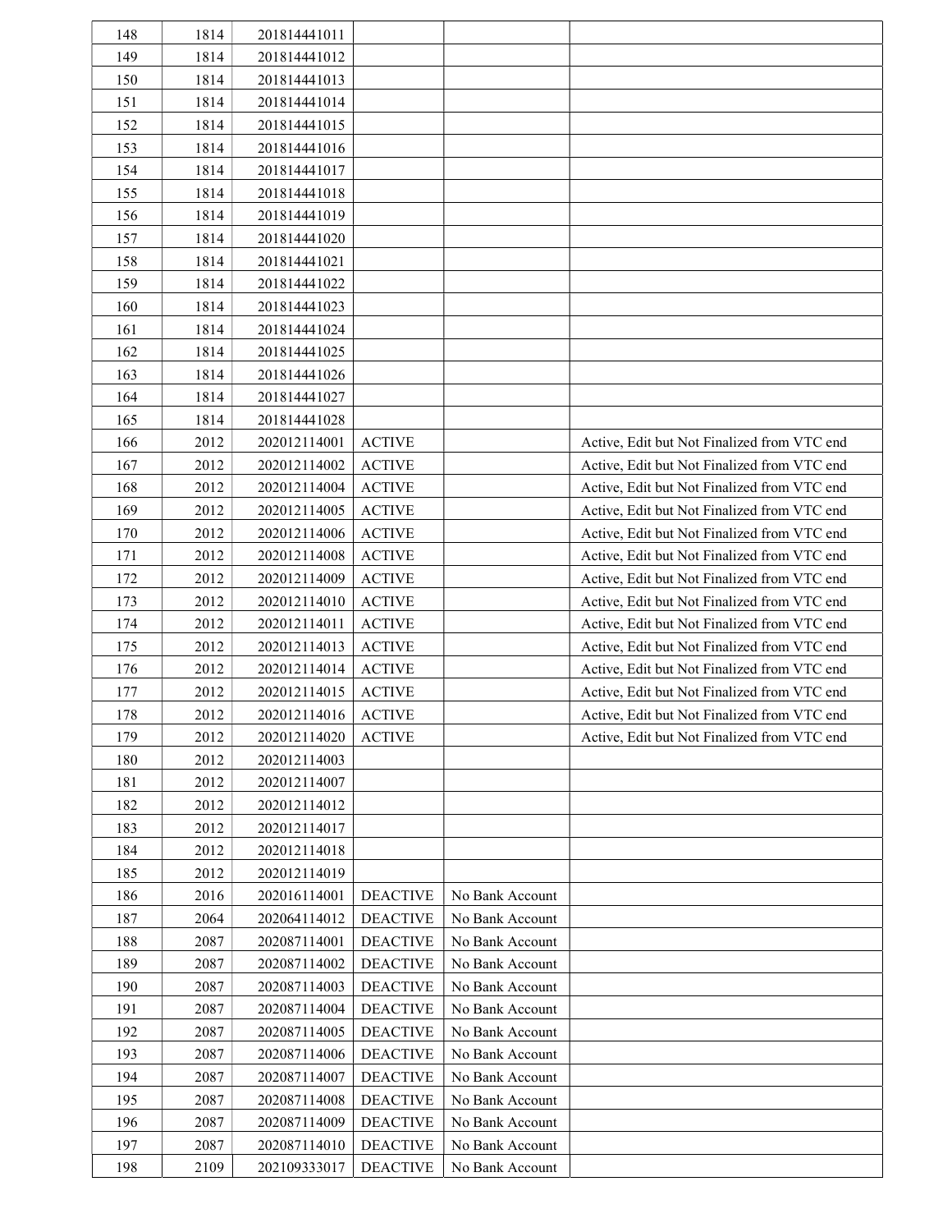| | | | | | |
|---|---|---|---|---|---|
| 148 | 1814 | 201814441011 | | | |
| 149 | 1814 | 201814441012 | | | |
| 150 | 1814 | 201814441013 | | | |
| 151 | 1814 | 201814441014 | | | |
| 152 | 1814 | 201814441015 | | | |
| 153 | 1814 | 201814441016 | | | |
| 154 | 1814 | 201814441017 | | | |
| 155 | 1814 | 201814441018 | | | |
| 156 | 1814 | 201814441019 | | | |
| 157 | 1814 | 201814441020 | | | |
| 158 | 1814 | 201814441021 | | | |
| 159 | 1814 | 201814441022 | | | |
| 160 | 1814 | 201814441023 | | | |
| 161 | 1814 | 201814441024 | | | |
| 162 | 1814 | 201814441025 | | | |
| 163 | 1814 | 201814441026 | | | |
| 164 | 1814 | 201814441027 | | | |
| 165 | 1814 | 201814441028 | | | |
| 166 | 2012 | 202012114001 | ACTIVE | | Active, Edit but Not Finalized from VTC end |
| 167 | 2012 | 202012114002 | ACTIVE | | Active, Edit but Not Finalized from VTC end |
| 168 | 2012 | 202012114004 | ACTIVE | | Active, Edit but Not Finalized from VTC end |
| 169 | 2012 | 202012114005 | ACTIVE | | Active, Edit but Not Finalized from VTC end |
| 170 | 2012 | 202012114006 | ACTIVE | | Active, Edit but Not Finalized from VTC end |
| 171 | 2012 | 202012114008 | ACTIVE | | Active, Edit but Not Finalized from VTC end |
| 172 | 2012 | 202012114009 | ACTIVE | | Active, Edit but Not Finalized from VTC end |
| 173 | 2012 | 202012114010 | ACTIVE | | Active, Edit but Not Finalized from VTC end |
| 174 | 2012 | 202012114011 | ACTIVE | | Active, Edit but Not Finalized from VTC end |
| 175 | 2012 | 202012114013 | ACTIVE | | Active, Edit but Not Finalized from VTC end |
| 176 | 2012 | 202012114014 | ACTIVE | | Active, Edit but Not Finalized from VTC end |
| 177 | 2012 | 202012114015 | ACTIVE | | Active, Edit but Not Finalized from VTC end |
| 178 | 2012 | 202012114016 | ACTIVE | | Active, Edit but Not Finalized from VTC end |
| 179 | 2012 | 202012114020 | ACTIVE | | Active, Edit but Not Finalized from VTC end |
| 180 | 2012 | 202012114003 | | | |
| 181 | 2012 | 202012114007 | | | |
| 182 | 2012 | 202012114012 | | | |
| 183 | 2012 | 202012114017 | | | |
| 184 | 2012 | 202012114018 | | | |
| 185 | 2012 | 202012114019 | | | |
| 186 | 2016 | 202016114001 | DEACTIVE | No Bank Account | |
| 187 | 2064 | 202064114012 | DEACTIVE | No Bank Account | |
| 188 | 2087 | 202087114001 | DEACTIVE | No Bank Account | |
| 189 | 2087 | 202087114002 | DEACTIVE | No Bank Account | |
| 190 | 2087 | 202087114003 | DEACTIVE | No Bank Account | |
| 191 | 2087 | 202087114004 | DEACTIVE | No Bank Account | |
| 192 | 2087 | 202087114005 | DEACTIVE | No Bank Account | |
| 193 | 2087 | 202087114006 | DEACTIVE | No Bank Account | |
| 194 | 2087 | 202087114007 | DEACTIVE | No Bank Account | |
| 195 | 2087 | 202087114008 | DEACTIVE | No Bank Account | |
| 196 | 2087 | 202087114009 | DEACTIVE | No Bank Account | |
| 197 | 2087 | 202087114010 | DEACTIVE | No Bank Account | |
| 198 | 2109 | 202109333017 | DEACTIVE | No Bank Account | |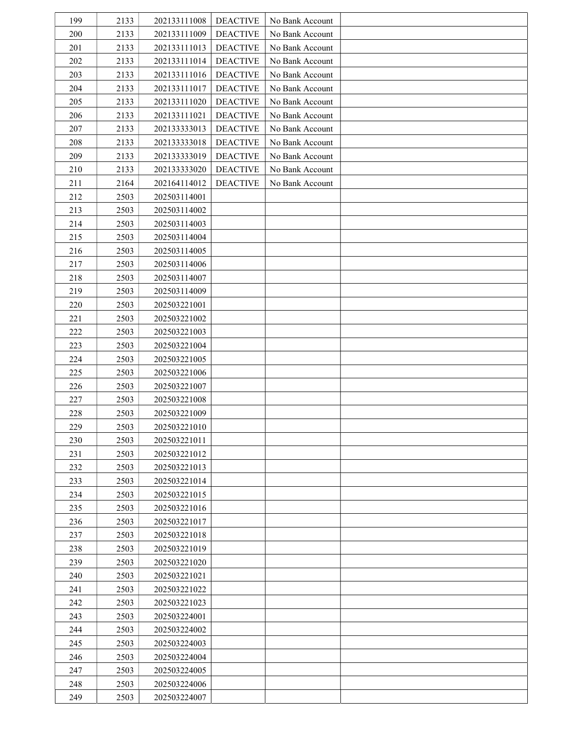| | | | | | |
|---|---|---|---|---|---|
| 199 | 2133 | 202133111008 | DEACTIVE | No Bank Account | |
| 200 | 2133 | 202133111009 | DEACTIVE | No Bank Account | |
| 201 | 2133 | 202133111013 | DEACTIVE | No Bank Account | |
| 202 | 2133 | 202133111014 | DEACTIVE | No Bank Account | |
| 203 | 2133 | 202133111016 | DEACTIVE | No Bank Account | |
| 204 | 2133 | 202133111017 | DEACTIVE | No Bank Account | |
| 205 | 2133 | 202133111020 | DEACTIVE | No Bank Account | |
| 206 | 2133 | 202133111021 | DEACTIVE | No Bank Account | |
| 207 | 2133 | 202133333013 | DEACTIVE | No Bank Account | |
| 208 | 2133 | 202133333018 | DEACTIVE | No Bank Account | |
| 209 | 2133 | 202133333019 | DEACTIVE | No Bank Account | |
| 210 | 2133 | 202133333020 | DEACTIVE | No Bank Account | |
| 211 | 2164 | 202164114012 | DEACTIVE | No Bank Account | |
| 212 | 2503 | 202503114001 | | | |
| 213 | 2503 | 202503114002 | | | |
| 214 | 2503 | 202503114003 | | | |
| 215 | 2503 | 202503114004 | | | |
| 216 | 2503 | 202503114005 | | | |
| 217 | 2503 | 202503114006 | | | |
| 218 | 2503 | 202503114007 | | | |
| 219 | 2503 | 202503114009 | | | |
| 220 | 2503 | 202503221001 | | | |
| 221 | 2503 | 202503221002 | | | |
| 222 | 2503 | 202503221003 | | | |
| 223 | 2503 | 202503221004 | | | |
| 224 | 2503 | 202503221005 | | | |
| 225 | 2503 | 202503221006 | | | |
| 226 | 2503 | 202503221007 | | | |
| 227 | 2503 | 202503221008 | | | |
| 228 | 2503 | 202503221009 | | | |
| 229 | 2503 | 202503221010 | | | |
| 230 | 2503 | 202503221011 | | | |
| 231 | 2503 | 202503221012 | | | |
| 232 | 2503 | 202503221013 | | | |
| 233 | 2503 | 202503221014 | | | |
| 234 | 2503 | 202503221015 | | | |
| 235 | 2503 | 202503221016 | | | |
| 236 | 2503 | 202503221017 | | | |
| 237 | 2503 | 202503221018 | | | |
| 238 | 2503 | 202503221019 | | | |
| 239 | 2503 | 202503221020 | | | |
| 240 | 2503 | 202503221021 | | | |
| 241 | 2503 | 202503221022 | | | |
| 242 | 2503 | 202503221023 | | | |
| 243 | 2503 | 202503224001 | | | |
| 244 | 2503 | 202503224002 | | | |
| 245 | 2503 | 202503224003 | | | |
| 246 | 2503 | 202503224004 | | | |
| 247 | 2503 | 202503224005 | | | |
| 248 | 2503 | 202503224006 | | | |
| 249 | 2503 | 202503224007 | | | |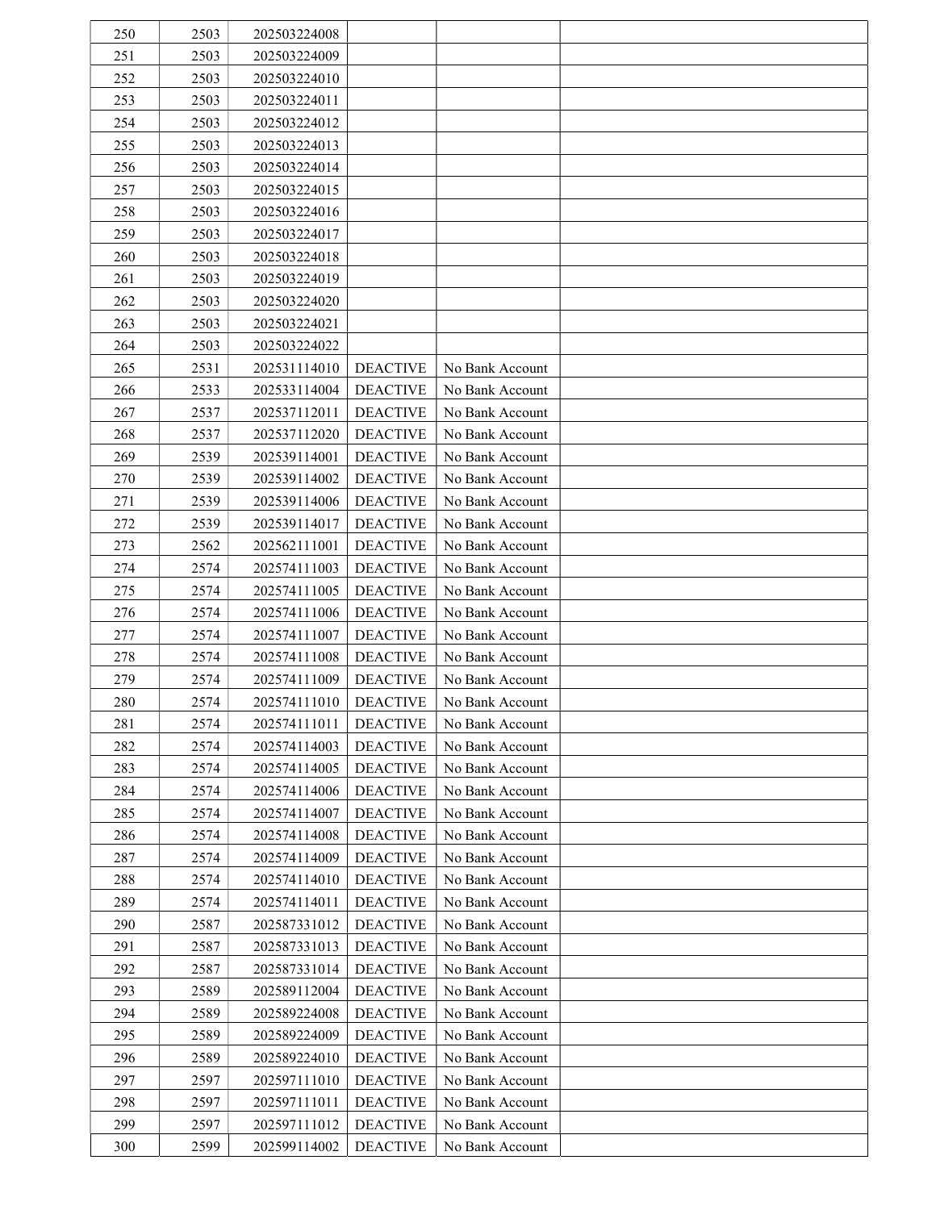| | | | | | |
|---|---|---|---|---|---|
| 250 | 2503 | 202503224008 | | | |
| 251 | 2503 | 202503224009 | | | |
| 252 | 2503 | 202503224010 | | | |
| 253 | 2503 | 202503224011 | | | |
| 254 | 2503 | 202503224012 | | | |
| 255 | 2503 | 202503224013 | | | |
| 256 | 2503 | 202503224014 | | | |
| 257 | 2503 | 202503224015 | | | |
| 258 | 2503 | 202503224016 | | | |
| 259 | 2503 | 202503224017 | | | |
| 260 | 2503 | 202503224018 | | | |
| 261 | 2503 | 202503224019 | | | |
| 262 | 2503 | 202503224020 | | | |
| 263 | 2503 | 202503224021 | | | |
| 264 | 2503 | 202503224022 | | | |
| 265 | 2531 | 202531114010 | DEACTIVE | No Bank Account | |
| 266 | 2533 | 202533114004 | DEACTIVE | No Bank Account | |
| 267 | 2537 | 202537112011 | DEACTIVE | No Bank Account | |
| 268 | 2537 | 202537112020 | DEACTIVE | No Bank Account | |
| 269 | 2539 | 202539114001 | DEACTIVE | No Bank Account | |
| 270 | 2539 | 202539114002 | DEACTIVE | No Bank Account | |
| 271 | 2539 | 202539114006 | DEACTIVE | No Bank Account | |
| 272 | 2539 | 202539114017 | DEACTIVE | No Bank Account | |
| 273 | 2562 | 202562111001 | DEACTIVE | No Bank Account | |
| 274 | 2574 | 202574111003 | DEACTIVE | No Bank Account | |
| 275 | 2574 | 202574111005 | DEACTIVE | No Bank Account | |
| 276 | 2574 | 202574111006 | DEACTIVE | No Bank Account | |
| 277 | 2574 | 202574111007 | DEACTIVE | No Bank Account | |
| 278 | 2574 | 202574111008 | DEACTIVE | No Bank Account | |
| 279 | 2574 | 202574111009 | DEACTIVE | No Bank Account | |
| 280 | 2574 | 202574111010 | DEACTIVE | No Bank Account | |
| 281 | 2574 | 202574111011 | DEACTIVE | No Bank Account | |
| 282 | 2574 | 202574114003 | DEACTIVE | No Bank Account | |
| 283 | 2574 | 202574114005 | DEACTIVE | No Bank Account | |
| 284 | 2574 | 202574114006 | DEACTIVE | No Bank Account | |
| 285 | 2574 | 202574114007 | DEACTIVE | No Bank Account | |
| 286 | 2574 | 202574114008 | DEACTIVE | No Bank Account | |
| 287 | 2574 | 202574114009 | DEACTIVE | No Bank Account | |
| 288 | 2574 | 202574114010 | DEACTIVE | No Bank Account | |
| 289 | 2574 | 202574114011 | DEACTIVE | No Bank Account | |
| 290 | 2587 | 202587331012 | DEACTIVE | No Bank Account | |
| 291 | 2587 | 202587331013 | DEACTIVE | No Bank Account | |
| 292 | 2587 | 202587331014 | DEACTIVE | No Bank Account | |
| 293 | 2589 | 202589112004 | DEACTIVE | No Bank Account | |
| 294 | 2589 | 202589224008 | DEACTIVE | No Bank Account | |
| 295 | 2589 | 202589224009 | DEACTIVE | No Bank Account | |
| 296 | 2589 | 202589224010 | DEACTIVE | No Bank Account | |
| 297 | 2597 | 202597111010 | DEACTIVE | No Bank Account | |
| 298 | 2597 | 202597111011 | DEACTIVE | No Bank Account | |
| 299 | 2597 | 202597111012 | DEACTIVE | No Bank Account | |
| 300 | 2599 | 202599114002 | DEACTIVE | No Bank Account | |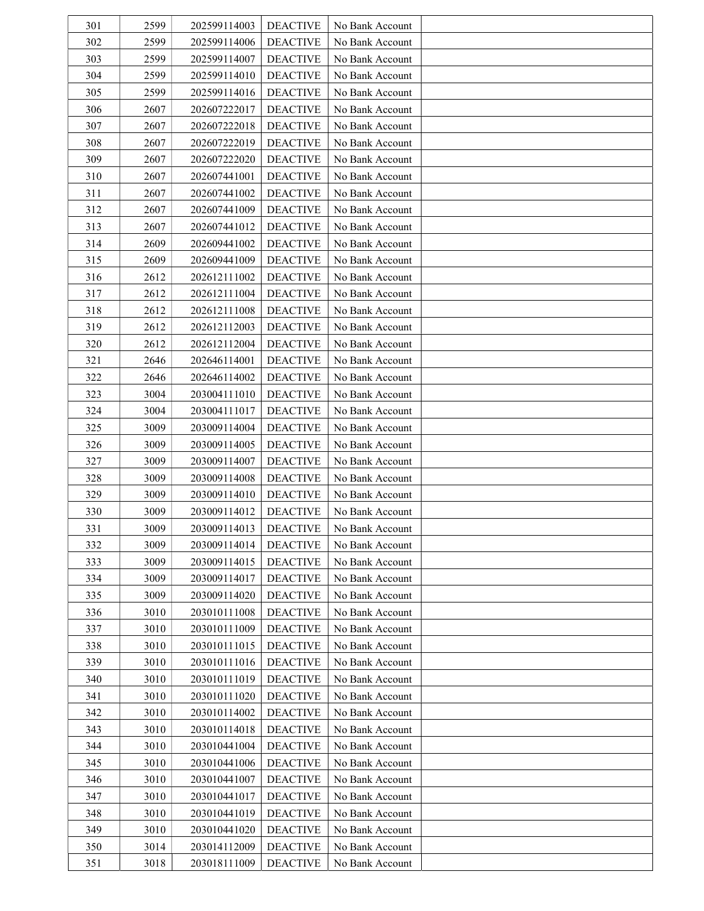| 301 | 2599 | 202599114003 | DEACTIVE | No Bank Account | |
|---|---|---|---|---|---|
| 302 | 2599 | 202599114006 | DEACTIVE | No Bank Account | |
| 303 | 2599 | 202599114007 | DEACTIVE | No Bank Account | |
| 304 | 2599 | 202599114010 | DEACTIVE | No Bank Account | |
| 305 | 2599 | 202599114016 | DEACTIVE | No Bank Account | |
| 306 | 2607 | 202607222017 | DEACTIVE | No Bank Account | |
| 307 | 2607 | 202607222018 | DEACTIVE | No Bank Account | |
| 308 | 2607 | 202607222019 | DEACTIVE | No Bank Account | |
| 309 | 2607 | 202607222020 | DEACTIVE | No Bank Account | |
| 310 | 2607 | 202607441001 | DEACTIVE | No Bank Account | |
| 311 | 2607 | 202607441002 | DEACTIVE | No Bank Account | |
| 312 | 2607 | 202607441009 | DEACTIVE | No Bank Account | |
| 313 | 2607 | 202607441012 | DEACTIVE | No Bank Account | |
| 314 | 2609 | 202609441002 | DEACTIVE | No Bank Account | |
| 315 | 2609 | 202609441009 | DEACTIVE | No Bank Account | |
| 316 | 2612 | 202612111002 | DEACTIVE | No Bank Account | |
| 317 | 2612 | 202612111004 | DEACTIVE | No Bank Account | |
| 318 | 2612 | 202612111008 | DEACTIVE | No Bank Account | |
| 319 | 2612 | 202612112003 | DEACTIVE | No Bank Account | |
| 320 | 2612 | 202612112004 | DEACTIVE | No Bank Account | |
| 321 | 2646 | 202646114001 | DEACTIVE | No Bank Account | |
| 322 | 2646 | 202646114002 | DEACTIVE | No Bank Account | |
| 323 | 3004 | 203004111010 | DEACTIVE | No Bank Account | |
| 324 | 3004 | 203004111017 | DEACTIVE | No Bank Account | |
| 325 | 3009 | 203009114004 | DEACTIVE | No Bank Account | |
| 326 | 3009 | 203009114005 | DEACTIVE | No Bank Account | |
| 327 | 3009 | 203009114007 | DEACTIVE | No Bank Account | |
| 328 | 3009 | 203009114008 | DEACTIVE | No Bank Account | |
| 329 | 3009 | 203009114010 | DEACTIVE | No Bank Account | |
| 330 | 3009 | 203009114012 | DEACTIVE | No Bank Account | |
| 331 | 3009 | 203009114013 | DEACTIVE | No Bank Account | |
| 332 | 3009 | 203009114014 | DEACTIVE | No Bank Account | |
| 333 | 3009 | 203009114015 | DEACTIVE | No Bank Account | |
| 334 | 3009 | 203009114017 | DEACTIVE | No Bank Account | |
| 335 | 3009 | 203009114020 | DEACTIVE | No Bank Account | |
| 336 | 3010 | 203010111008 | DEACTIVE | No Bank Account | |
| 337 | 3010 | 203010111009 | DEACTIVE | No Bank Account | |
| 338 | 3010 | 203010111015 | DEACTIVE | No Bank Account | |
| 339 | 3010 | 203010111016 | DEACTIVE | No Bank Account | |
| 340 | 3010 | 203010111019 | DEACTIVE | No Bank Account | |
| 341 | 3010 | 203010111020 | DEACTIVE | No Bank Account | |
| 342 | 3010 | 203010114002 | DEACTIVE | No Bank Account | |
| 343 | 3010 | 203010114018 | DEACTIVE | No Bank Account | |
| 344 | 3010 | 203010441004 | DEACTIVE | No Bank Account | |
| 345 | 3010 | 203010441006 | DEACTIVE | No Bank Account | |
| 346 | 3010 | 203010441007 | DEACTIVE | No Bank Account | |
| 347 | 3010 | 203010441017 | DEACTIVE | No Bank Account | |
| 348 | 3010 | 203010441019 | DEACTIVE | No Bank Account | |
| 349 | 3010 | 203010441020 | DEACTIVE | No Bank Account | |
| 350 | 3014 | 203014112009 | DEACTIVE | No Bank Account | |
| 351 | 3018 | 203018111009 | DEACTIVE | No Bank Account | |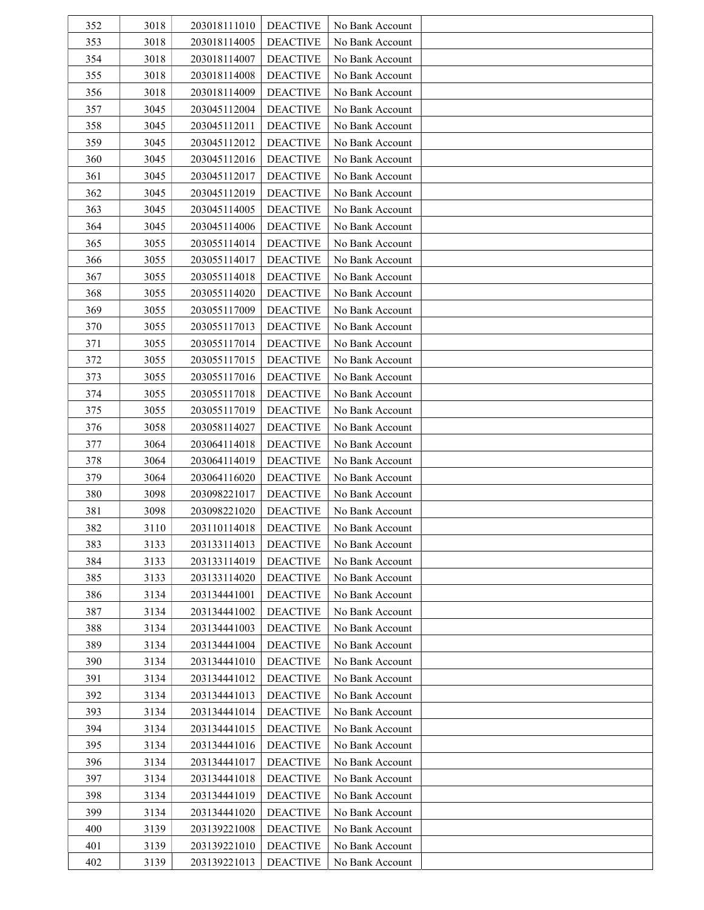| 352 | 3018 | 203018111010 | DEACTIVE | No Bank Account | |
|---|---|---|---|---|---|
| 353 | 3018 | 203018114005 | DEACTIVE | No Bank Account | |
| 354 | 3018 | 203018114007 | DEACTIVE | No Bank Account | |
| 355 | 3018 | 203018114008 | DEACTIVE | No Bank Account | |
| 356 | 3018 | 203018114009 | DEACTIVE | No Bank Account | |
| 357 | 3045 | 203045112004 | DEACTIVE | No Bank Account | |
| 358 | 3045 | 203045112011 | DEACTIVE | No Bank Account | |
| 359 | 3045 | 203045112012 | DEACTIVE | No Bank Account | |
| 360 | 3045 | 203045112016 | DEACTIVE | No Bank Account | |
| 361 | 3045 | 203045112017 | DEACTIVE | No Bank Account | |
| 362 | 3045 | 203045112019 | DEACTIVE | No Bank Account | |
| 363 | 3045 | 203045114005 | DEACTIVE | No Bank Account | |
| 364 | 3045 | 203045114006 | DEACTIVE | No Bank Account | |
| 365 | 3055 | 203055114014 | DEACTIVE | No Bank Account | |
| 366 | 3055 | 203055114017 | DEACTIVE | No Bank Account | |
| 367 | 3055 | 203055114018 | DEACTIVE | No Bank Account | |
| 368 | 3055 | 203055114020 | DEACTIVE | No Bank Account | |
| 369 | 3055 | 203055117009 | DEACTIVE | No Bank Account | |
| 370 | 3055 | 203055117013 | DEACTIVE | No Bank Account | |
| 371 | 3055 | 203055117014 | DEACTIVE | No Bank Account | |
| 372 | 3055 | 203055117015 | DEACTIVE | No Bank Account | |
| 373 | 3055 | 203055117016 | DEACTIVE | No Bank Account | |
| 374 | 3055 | 203055117018 | DEACTIVE | No Bank Account | |
| 375 | 3055 | 203055117019 | DEACTIVE | No Bank Account | |
| 376 | 3058 | 203058114027 | DEACTIVE | No Bank Account | |
| 377 | 3064 | 203064114018 | DEACTIVE | No Bank Account | |
| 378 | 3064 | 203064114019 | DEACTIVE | No Bank Account | |
| 379 | 3064 | 203064116020 | DEACTIVE | No Bank Account | |
| 380 | 3098 | 203098221017 | DEACTIVE | No Bank Account | |
| 381 | 3098 | 203098221020 | DEACTIVE | No Bank Account | |
| 382 | 3110 | 203110114018 | DEACTIVE | No Bank Account | |
| 383 | 3133 | 203133114013 | DEACTIVE | No Bank Account | |
| 384 | 3133 | 203133114019 | DEACTIVE | No Bank Account | |
| 385 | 3133 | 203133114020 | DEACTIVE | No Bank Account | |
| 386 | 3134 | 203134441001 | DEACTIVE | No Bank Account | |
| 387 | 3134 | 203134441002 | DEACTIVE | No Bank Account | |
| 388 | 3134 | 203134441003 | DEACTIVE | No Bank Account | |
| 389 | 3134 | 203134441004 | DEACTIVE | No Bank Account | |
| 390 | 3134 | 203134441010 | DEACTIVE | No Bank Account | |
| 391 | 3134 | 203134441012 | DEACTIVE | No Bank Account | |
| 392 | 3134 | 203134441013 | DEACTIVE | No Bank Account | |
| 393 | 3134 | 203134441014 | DEACTIVE | No Bank Account | |
| 394 | 3134 | 203134441015 | DEACTIVE | No Bank Account | |
| 395 | 3134 | 203134441016 | DEACTIVE | No Bank Account | |
| 396 | 3134 | 203134441017 | DEACTIVE | No Bank Account | |
| 397 | 3134 | 203134441018 | DEACTIVE | No Bank Account | |
| 398 | 3134 | 203134441019 | DEACTIVE | No Bank Account | |
| 399 | 3134 | 203134441020 | DEACTIVE | No Bank Account | |
| 400 | 3139 | 203139221008 | DEACTIVE | No Bank Account | |
| 401 | 3139 | 203139221010 | DEACTIVE | No Bank Account | |
| 402 | 3139 | 203139221013 | DEACTIVE | No Bank Account | |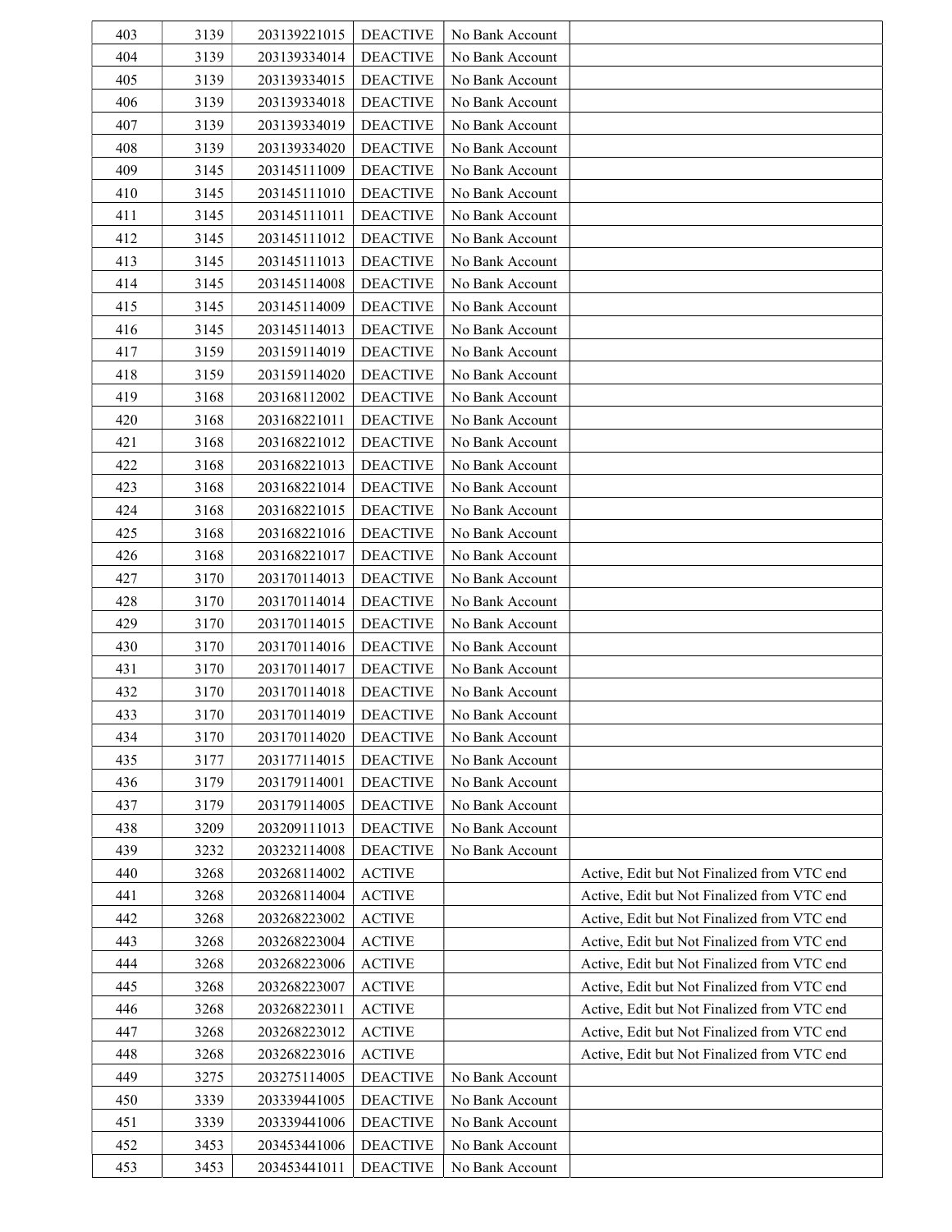| 403 | 3139 | 203139221015 | DEACTIVE | No Bank Account | |
|---|---|---|---|---|---|
| 404 | 3139 | 203139334014 | DEACTIVE | No Bank Account | |
| 405 | 3139 | 203139334015 | DEACTIVE | No Bank Account | |
| 406 | 3139 | 203139334018 | DEACTIVE | No Bank Account | |
| 407 | 3139 | 203139334019 | DEACTIVE | No Bank Account | |
| 408 | 3139 | 203139334020 | DEACTIVE | No Bank Account | |
| 409 | 3145 | 203145111009 | DEACTIVE | No Bank Account | |
| 410 | 3145 | 203145111010 | DEACTIVE | No Bank Account | |
| 411 | 3145 | 203145111011 | DEACTIVE | No Bank Account | |
| 412 | 3145 | 203145111012 | DEACTIVE | No Bank Account | |
| 413 | 3145 | 203145111013 | DEACTIVE | No Bank Account | |
| 414 | 3145 | 203145114008 | DEACTIVE | No Bank Account | |
| 415 | 3145 | 203145114009 | DEACTIVE | No Bank Account | |
| 416 | 3145 | 203145114013 | DEACTIVE | No Bank Account | |
| 417 | 3159 | 203159114019 | DEACTIVE | No Bank Account | |
| 418 | 3159 | 203159114020 | DEACTIVE | No Bank Account | |
| 419 | 3168 | 203168112002 | DEACTIVE | No Bank Account | |
| 420 | 3168 | 203168221011 | DEACTIVE | No Bank Account | |
| 421 | 3168 | 203168221012 | DEACTIVE | No Bank Account | |
| 422 | 3168 | 203168221013 | DEACTIVE | No Bank Account | |
| 423 | 3168 | 203168221014 | DEACTIVE | No Bank Account | |
| 424 | 3168 | 203168221015 | DEACTIVE | No Bank Account | |
| 425 | 3168 | 203168221016 | DEACTIVE | No Bank Account | |
| 426 | 3168 | 203168221017 | DEACTIVE | No Bank Account | |
| 427 | 3170 | 203170114013 | DEACTIVE | No Bank Account | |
| 428 | 3170 | 203170114014 | DEACTIVE | No Bank Account | |
| 429 | 3170 | 203170114015 | DEACTIVE | No Bank Account | |
| 430 | 3170 | 203170114016 | DEACTIVE | No Bank Account | |
| 431 | 3170 | 203170114017 | DEACTIVE | No Bank Account | |
| 432 | 3170 | 203170114018 | DEACTIVE | No Bank Account | |
| 433 | 3170 | 203170114019 | DEACTIVE | No Bank Account | |
| 434 | 3170 | 203170114020 | DEACTIVE | No Bank Account | |
| 435 | 3177 | 203177114015 | DEACTIVE | No Bank Account | |
| 436 | 3179 | 203179114001 | DEACTIVE | No Bank Account | |
| 437 | 3179 | 203179114005 | DEACTIVE | No Bank Account | |
| 438 | 3209 | 203209111013 | DEACTIVE | No Bank Account | |
| 439 | 3232 | 203232114008 | DEACTIVE | No Bank Account | |
| 440 | 3268 | 203268114002 | ACTIVE | | Active, Edit but Not Finalized from VTC end |
| 441 | 3268 | 203268114004 | ACTIVE | | Active, Edit but Not Finalized from VTC end |
| 442 | 3268 | 203268223002 | ACTIVE | | Active, Edit but Not Finalized from VTC end |
| 443 | 3268 | 203268223004 | ACTIVE | | Active, Edit but Not Finalized from VTC end |
| 444 | 3268 | 203268223006 | ACTIVE | | Active, Edit but Not Finalized from VTC end |
| 445 | 3268 | 203268223007 | ACTIVE | | Active, Edit but Not Finalized from VTC end |
| 446 | 3268 | 203268223011 | ACTIVE | | Active, Edit but Not Finalized from VTC end |
| 447 | 3268 | 203268223012 | ACTIVE | | Active, Edit but Not Finalized from VTC end |
| 448 | 3268 | 203268223016 | ACTIVE | | Active, Edit but Not Finalized from VTC end |
| 449 | 3275 | 203275114005 | DEACTIVE | No Bank Account | |
| 450 | 3339 | 203339441005 | DEACTIVE | No Bank Account | |
| 451 | 3339 | 203339441006 | DEACTIVE | No Bank Account | |
| 452 | 3453 | 203453441006 | DEACTIVE | No Bank Account | |
| 453 | 3453 | 203453441011 | DEACTIVE | No Bank Account | |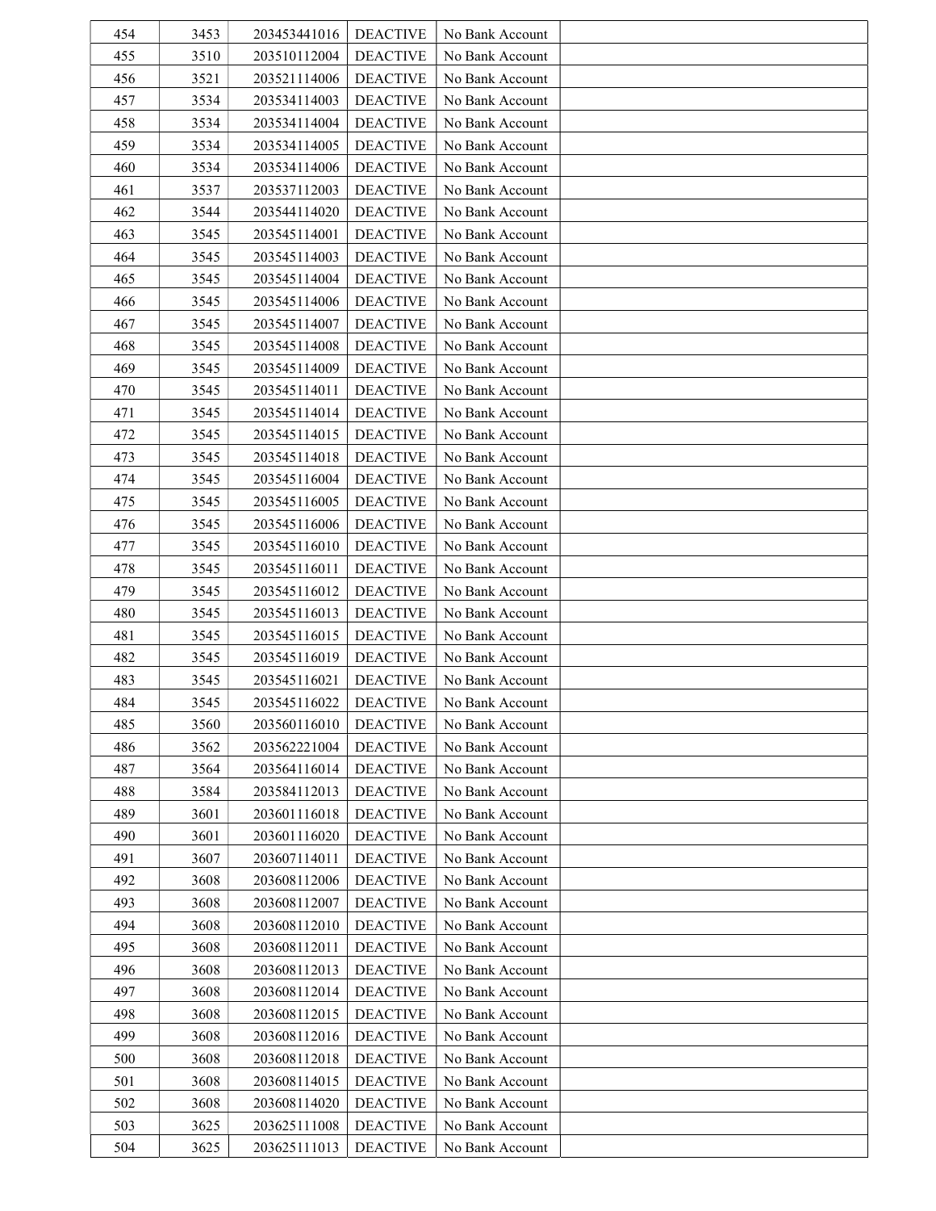| | | | | | |
|---|---|---|---|---|---|
| 454 | 3453 | 203453441016 | DEACTIVE | No Bank Account | |
| 455 | 3510 | 203510112004 | DEACTIVE | No Bank Account | |
| 456 | 3521 | 203521114006 | DEACTIVE | No Bank Account | |
| 457 | 3534 | 203534114003 | DEACTIVE | No Bank Account | |
| 458 | 3534 | 203534114004 | DEACTIVE | No Bank Account | |
| 459 | 3534 | 203534114005 | DEACTIVE | No Bank Account | |
| 460 | 3534 | 203534114006 | DEACTIVE | No Bank Account | |
| 461 | 3537 | 203537112003 | DEACTIVE | No Bank Account | |
| 462 | 3544 | 203544114020 | DEACTIVE | No Bank Account | |
| 463 | 3545 | 203545114001 | DEACTIVE | No Bank Account | |
| 464 | 3545 | 203545114003 | DEACTIVE | No Bank Account | |
| 465 | 3545 | 203545114004 | DEACTIVE | No Bank Account | |
| 466 | 3545 | 203545114006 | DEACTIVE | No Bank Account | |
| 467 | 3545 | 203545114007 | DEACTIVE | No Bank Account | |
| 468 | 3545 | 203545114008 | DEACTIVE | No Bank Account | |
| 469 | 3545 | 203545114009 | DEACTIVE | No Bank Account | |
| 470 | 3545 | 203545114011 | DEACTIVE | No Bank Account | |
| 471 | 3545 | 203545114014 | DEACTIVE | No Bank Account | |
| 472 | 3545 | 203545114015 | DEACTIVE | No Bank Account | |
| 473 | 3545 | 203545114018 | DEACTIVE | No Bank Account | |
| 474 | 3545 | 203545116004 | DEACTIVE | No Bank Account | |
| 475 | 3545 | 203545116005 | DEACTIVE | No Bank Account | |
| 476 | 3545 | 203545116006 | DEACTIVE | No Bank Account | |
| 477 | 3545 | 203545116010 | DEACTIVE | No Bank Account | |
| 478 | 3545 | 203545116011 | DEACTIVE | No Bank Account | |
| 479 | 3545 | 203545116012 | DEACTIVE | No Bank Account | |
| 480 | 3545 | 203545116013 | DEACTIVE | No Bank Account | |
| 481 | 3545 | 203545116015 | DEACTIVE | No Bank Account | |
| 482 | 3545 | 203545116019 | DEACTIVE | No Bank Account | |
| 483 | 3545 | 203545116021 | DEACTIVE | No Bank Account | |
| 484 | 3545 | 203545116022 | DEACTIVE | No Bank Account | |
| 485 | 3560 | 203560116010 | DEACTIVE | No Bank Account | |
| 486 | 3562 | 203562221004 | DEACTIVE | No Bank Account | |
| 487 | 3564 | 203564116014 | DEACTIVE | No Bank Account | |
| 488 | 3584 | 203584112013 | DEACTIVE | No Bank Account | |
| 489 | 3601 | 203601116018 | DEACTIVE | No Bank Account | |
| 490 | 3601 | 203601116020 | DEACTIVE | No Bank Account | |
| 491 | 3607 | 203607114011 | DEACTIVE | No Bank Account | |
| 492 | 3608 | 203608112006 | DEACTIVE | No Bank Account | |
| 493 | 3608 | 203608112007 | DEACTIVE | No Bank Account | |
| 494 | 3608 | 203608112010 | DEACTIVE | No Bank Account | |
| 495 | 3608 | 203608112011 | DEACTIVE | No Bank Account | |
| 496 | 3608 | 203608112013 | DEACTIVE | No Bank Account | |
| 497 | 3608 | 203608112014 | DEACTIVE | No Bank Account | |
| 498 | 3608 | 203608112015 | DEACTIVE | No Bank Account | |
| 499 | 3608 | 203608112016 | DEACTIVE | No Bank Account | |
| 500 | 3608 | 203608112018 | DEACTIVE | No Bank Account | |
| 501 | 3608 | 203608114015 | DEACTIVE | No Bank Account | |
| 502 | 3608 | 203608114020 | DEACTIVE | No Bank Account | |
| 503 | 3625 | 203625111008 | DEACTIVE | No Bank Account | |
| 504 | 3625 | 203625111013 | DEACTIVE | No Bank Account | |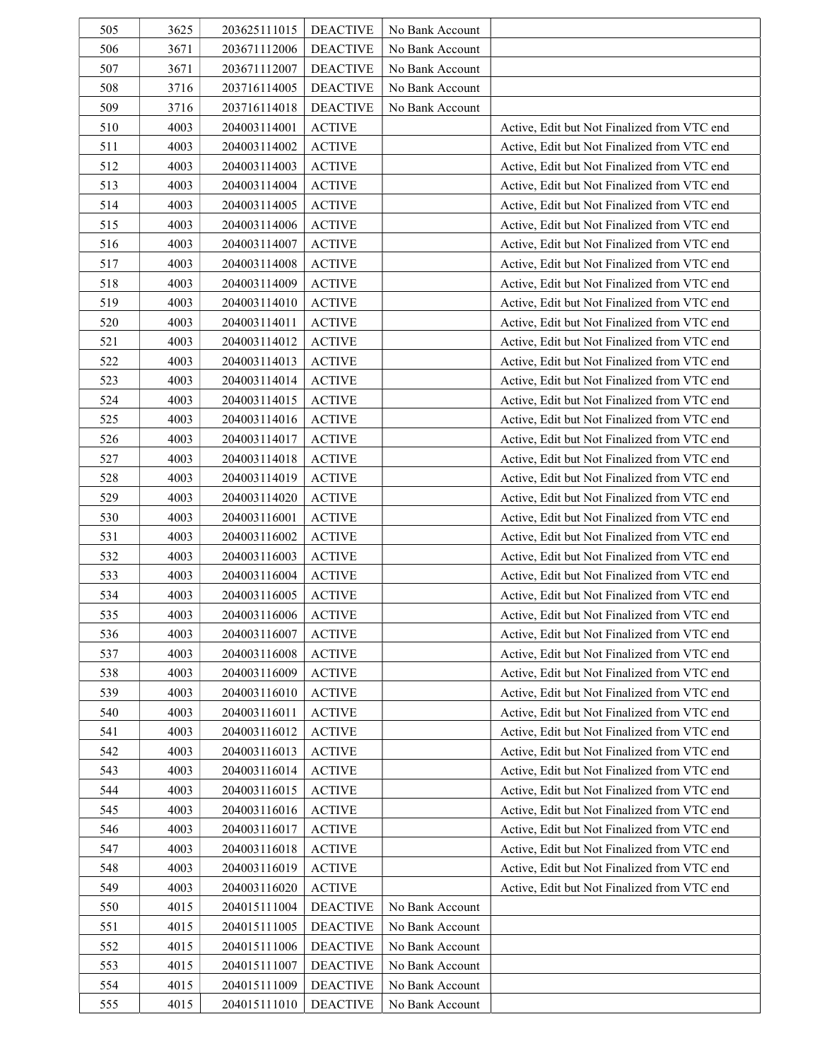| 505 | 3625 | 203625111015 | DEACTIVE | No Bank Account | |
|---|---|---|---|---|---|
| 506 | 3671 | 203671112006 | DEACTIVE | No Bank Account | |
| 507 | 3671 | 203671112007 | DEACTIVE | No Bank Account | |
| 508 | 3716 | 203716114005 | DEACTIVE | No Bank Account | |
| 509 | 3716 | 203716114018 | DEACTIVE | No Bank Account | |
| 510 | 4003 | 204003114001 | ACTIVE | | Active, Edit but Not Finalized from VTC end |
| 511 | 4003 | 204003114002 | ACTIVE | | Active, Edit but Not Finalized from VTC end |
| 512 | 4003 | 204003114003 | ACTIVE | | Active, Edit but Not Finalized from VTC end |
| 513 | 4003 | 204003114004 | ACTIVE | | Active, Edit but Not Finalized from VTC end |
| 514 | 4003 | 204003114005 | ACTIVE | | Active, Edit but Not Finalized from VTC end |
| 515 | 4003 | 204003114006 | ACTIVE | | Active, Edit but Not Finalized from VTC end |
| 516 | 4003 | 204003114007 | ACTIVE | | Active, Edit but Not Finalized from VTC end |
| 517 | 4003 | 204003114008 | ACTIVE | | Active, Edit but Not Finalized from VTC end |
| 518 | 4003 | 204003114009 | ACTIVE | | Active, Edit but Not Finalized from VTC end |
| 519 | 4003 | 204003114010 | ACTIVE | | Active, Edit but Not Finalized from VTC end |
| 520 | 4003 | 204003114011 | ACTIVE | | Active, Edit but Not Finalized from VTC end |
| 521 | 4003 | 204003114012 | ACTIVE | | Active, Edit but Not Finalized from VTC end |
| 522 | 4003 | 204003114013 | ACTIVE | | Active, Edit but Not Finalized from VTC end |
| 523 | 4003 | 204003114014 | ACTIVE | | Active, Edit but Not Finalized from VTC end |
| 524 | 4003 | 204003114015 | ACTIVE | | Active, Edit but Not Finalized from VTC end |
| 525 | 4003 | 204003114016 | ACTIVE | | Active, Edit but Not Finalized from VTC end |
| 526 | 4003 | 204003114017 | ACTIVE | | Active, Edit but Not Finalized from VTC end |
| 527 | 4003 | 204003114018 | ACTIVE | | Active, Edit but Not Finalized from VTC end |
| 528 | 4003 | 204003114019 | ACTIVE | | Active, Edit but Not Finalized from VTC end |
| 529 | 4003 | 204003114020 | ACTIVE | | Active, Edit but Not Finalized from VTC end |
| 530 | 4003 | 204003116001 | ACTIVE | | Active, Edit but Not Finalized from VTC end |
| 531 | 4003 | 204003116002 | ACTIVE | | Active, Edit but Not Finalized from VTC end |
| 532 | 4003 | 204003116003 | ACTIVE | | Active, Edit but Not Finalized from VTC end |
| 533 | 4003 | 204003116004 | ACTIVE | | Active, Edit but Not Finalized from VTC end |
| 534 | 4003 | 204003116005 | ACTIVE | | Active, Edit but Not Finalized from VTC end |
| 535 | 4003 | 204003116006 | ACTIVE | | Active, Edit but Not Finalized from VTC end |
| 536 | 4003 | 204003116007 | ACTIVE | | Active, Edit but Not Finalized from VTC end |
| 537 | 4003 | 204003116008 | ACTIVE | | Active, Edit but Not Finalized from VTC end |
| 538 | 4003 | 204003116009 | ACTIVE | | Active, Edit but Not Finalized from VTC end |
| 539 | 4003 | 204003116010 | ACTIVE | | Active, Edit but Not Finalized from VTC end |
| 540 | 4003 | 204003116011 | ACTIVE | | Active, Edit but Not Finalized from VTC end |
| 541 | 4003 | 204003116012 | ACTIVE | | Active, Edit but Not Finalized from VTC end |
| 542 | 4003 | 204003116013 | ACTIVE | | Active, Edit but Not Finalized from VTC end |
| 543 | 4003 | 204003116014 | ACTIVE | | Active, Edit but Not Finalized from VTC end |
| 544 | 4003 | 204003116015 | ACTIVE | | Active, Edit but Not Finalized from VTC end |
| 545 | 4003 | 204003116016 | ACTIVE | | Active, Edit but Not Finalized from VTC end |
| 546 | 4003 | 204003116017 | ACTIVE | | Active, Edit but Not Finalized from VTC end |
| 547 | 4003 | 204003116018 | ACTIVE | | Active, Edit but Not Finalized from VTC end |
| 548 | 4003 | 204003116019 | ACTIVE | | Active, Edit but Not Finalized from VTC end |
| 549 | 4003 | 204003116020 | ACTIVE | | Active, Edit but Not Finalized from VTC end |
| 550 | 4015 | 204015111004 | DEACTIVE | No Bank Account | |
| 551 | 4015 | 204015111005 | DEACTIVE | No Bank Account | |
| 552 | 4015 | 204015111006 | DEACTIVE | No Bank Account | |
| 553 | 4015 | 204015111007 | DEACTIVE | No Bank Account | |
| 554 | 4015 | 204015111009 | DEACTIVE | No Bank Account | |
| 555 | 4015 | 204015111010 | DEACTIVE | No Bank Account | |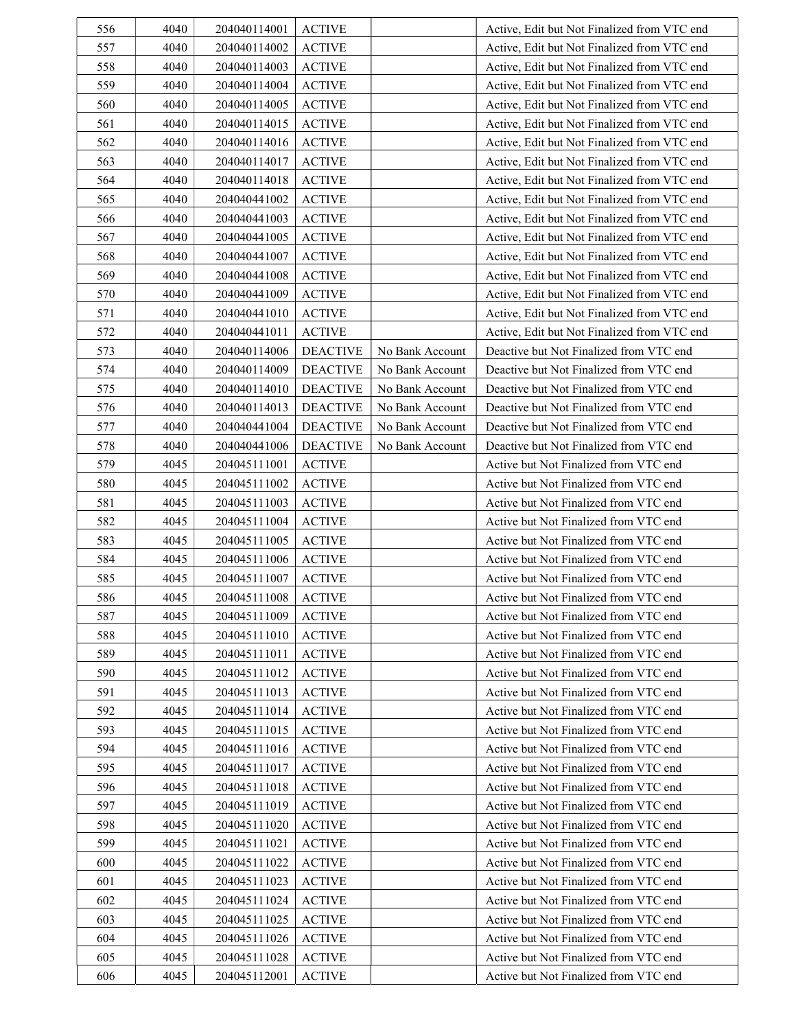| 556 | 4040 | 204040114001 | ACTIVE | | Active, Edit but Not Finalized from VTC end |
|---|---|---|---|---|---|
| 557 | 4040 | 204040114002 | ACTIVE | | Active, Edit but Not Finalized from VTC end |
| 558 | 4040 | 204040114003 | ACTIVE | | Active, Edit but Not Finalized from VTC end |
| 559 | 4040 | 204040114004 | ACTIVE | | Active, Edit but Not Finalized from VTC end |
| 560 | 4040 | 204040114005 | ACTIVE | | Active, Edit but Not Finalized from VTC end |
| 561 | 4040 | 204040114015 | ACTIVE | | Active, Edit but Not Finalized from VTC end |
| 562 | 4040 | 204040114016 | ACTIVE | | Active, Edit but Not Finalized from VTC end |
| 563 | 4040 | 204040114017 | ACTIVE | | Active, Edit but Not Finalized from VTC end |
| 564 | 4040 | 204040114018 | ACTIVE | | Active, Edit but Not Finalized from VTC end |
| 565 | 4040 | 204040441002 | ACTIVE | | Active, Edit but Not Finalized from VTC end |
| 566 | 4040 | 204040441003 | ACTIVE | | Active, Edit but Not Finalized from VTC end |
| 567 | 4040 | 204040441005 | ACTIVE | | Active, Edit but Not Finalized from VTC end |
| 568 | 4040 | 204040441007 | ACTIVE | | Active, Edit but Not Finalized from VTC end |
| 569 | 4040 | 204040441008 | ACTIVE | | Active, Edit but Not Finalized from VTC end |
| 570 | 4040 | 204040441009 | ACTIVE | | Active, Edit but Not Finalized from VTC end |
| 571 | 4040 | 204040441010 | ACTIVE | | Active, Edit but Not Finalized from VTC end |
| 572 | 4040 | 204040441011 | ACTIVE | | Active, Edit but Not Finalized from VTC end |
| 573 | 4040 | 204040114006 | DEACTIVE | No Bank Account | Deactive but Not Finalized from VTC end |
| 574 | 4040 | 204040114009 | DEACTIVE | No Bank Account | Deactive but Not Finalized from VTC end |
| 575 | 4040 | 204040114010 | DEACTIVE | No Bank Account | Deactive but Not Finalized from VTC end |
| 576 | 4040 | 204040114013 | DEACTIVE | No Bank Account | Deactive but Not Finalized from VTC end |
| 577 | 4040 | 204040441004 | DEACTIVE | No Bank Account | Deactive but Not Finalized from VTC end |
| 578 | 4040 | 204040441006 | DEACTIVE | No Bank Account | Deactive but Not Finalized from VTC end |
| 579 | 4045 | 204045111001 | ACTIVE | | Active but Not Finalized from VTC end |
| 580 | 4045 | 204045111002 | ACTIVE | | Active but Not Finalized from VTC end |
| 581 | 4045 | 204045111003 | ACTIVE | | Active but Not Finalized from VTC end |
| 582 | 4045 | 204045111004 | ACTIVE | | Active but Not Finalized from VTC end |
| 583 | 4045 | 204045111005 | ACTIVE | | Active but Not Finalized from VTC end |
| 584 | 4045 | 204045111006 | ACTIVE | | Active but Not Finalized from VTC end |
| 585 | 4045 | 204045111007 | ACTIVE | | Active but Not Finalized from VTC end |
| 586 | 4045 | 204045111008 | ACTIVE | | Active but Not Finalized from VTC end |
| 587 | 4045 | 204045111009 | ACTIVE | | Active but Not Finalized from VTC end |
| 588 | 4045 | 204045111010 | ACTIVE | | Active but Not Finalized from VTC end |
| 589 | 4045 | 204045111011 | ACTIVE | | Active but Not Finalized from VTC end |
| 590 | 4045 | 204045111012 | ACTIVE | | Active but Not Finalized from VTC end |
| 591 | 4045 | 204045111013 | ACTIVE | | Active but Not Finalized from VTC end |
| 592 | 4045 | 204045111014 | ACTIVE | | Active but Not Finalized from VTC end |
| 593 | 4045 | 204045111015 | ACTIVE | | Active but Not Finalized from VTC end |
| 594 | 4045 | 204045111016 | ACTIVE | | Active but Not Finalized from VTC end |
| 595 | 4045 | 204045111017 | ACTIVE | | Active but Not Finalized from VTC end |
| 596 | 4045 | 204045111018 | ACTIVE | | Active but Not Finalized from VTC end |
| 597 | 4045 | 204045111019 | ACTIVE | | Active but Not Finalized from VTC end |
| 598 | 4045 | 204045111020 | ACTIVE | | Active but Not Finalized from VTC end |
| 599 | 4045 | 204045111021 | ACTIVE | | Active but Not Finalized from VTC end |
| 600 | 4045 | 204045111022 | ACTIVE | | Active but Not Finalized from VTC end |
| 601 | 4045 | 204045111023 | ACTIVE | | Active but Not Finalized from VTC end |
| 602 | 4045 | 204045111024 | ACTIVE | | Active but Not Finalized from VTC end |
| 603 | 4045 | 204045111025 | ACTIVE | | Active but Not Finalized from VTC end |
| 604 | 4045 | 204045111026 | ACTIVE | | Active but Not Finalized from VTC end |
| 605 | 4045 | 204045111028 | ACTIVE | | Active but Not Finalized from VTC end |
| 606 | 4045 | 204045112001 | ACTIVE | | Active but Not Finalized from VTC end |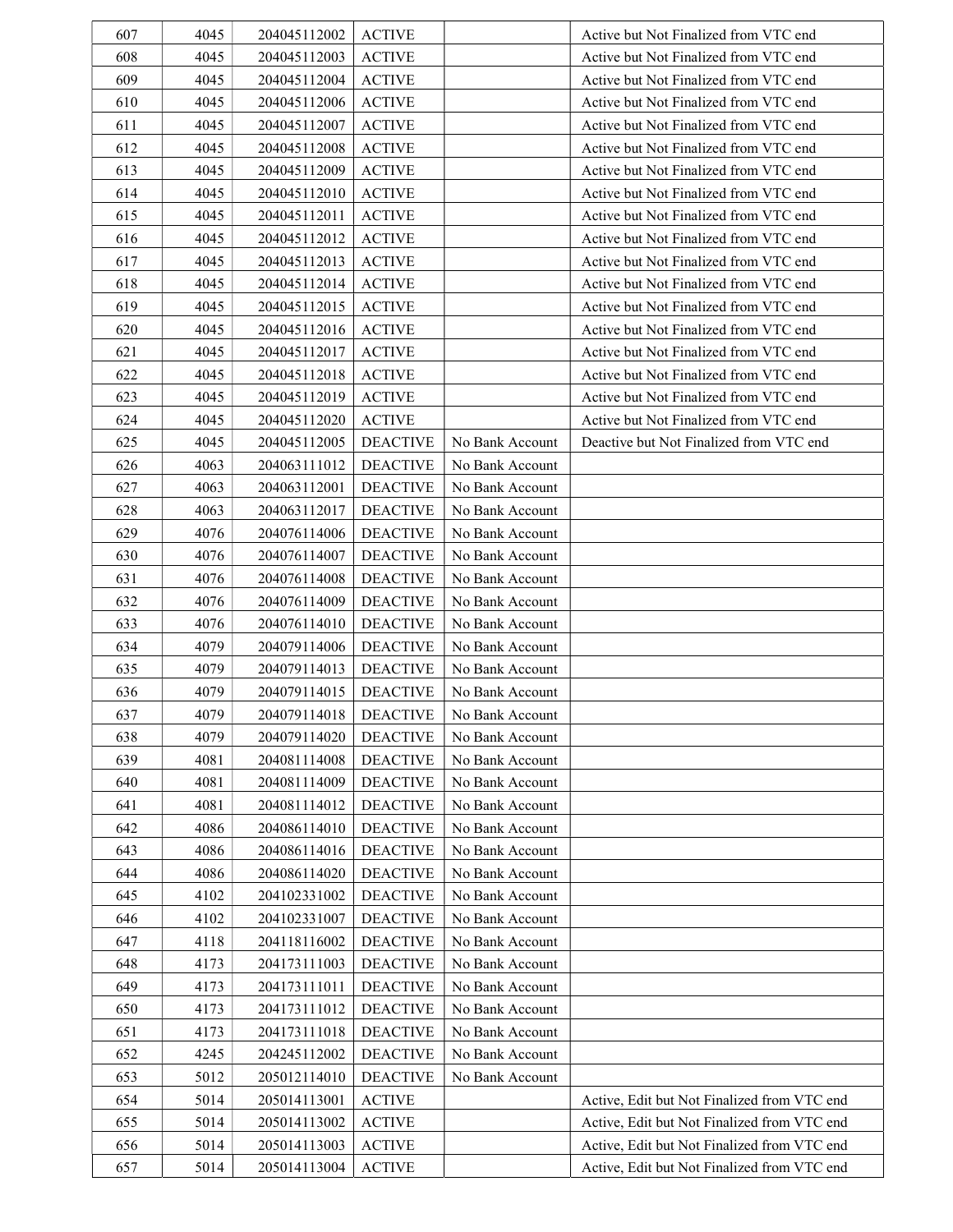| 607 | 4045 | 204045112002 | ACTIVE | | Active but Not Finalized from VTC end |
|---|---|---|---|---|---|
| 608 | 4045 | 204045112003 | ACTIVE | | Active but Not Finalized from VTC end |
| 609 | 4045 | 204045112004 | ACTIVE | | Active but Not Finalized from VTC end |
| 610 | 4045 | 204045112006 | ACTIVE | | Active but Not Finalized from VTC end |
| 611 | 4045 | 204045112007 | ACTIVE | | Active but Not Finalized from VTC end |
| 612 | 4045 | 204045112008 | ACTIVE | | Active but Not Finalized from VTC end |
| 613 | 4045 | 204045112009 | ACTIVE | | Active but Not Finalized from VTC end |
| 614 | 4045 | 204045112010 | ACTIVE | | Active but Not Finalized from VTC end |
| 615 | 4045 | 204045112011 | ACTIVE | | Active but Not Finalized from VTC end |
| 616 | 4045 | 204045112012 | ACTIVE | | Active but Not Finalized from VTC end |
| 617 | 4045 | 204045112013 | ACTIVE | | Active but Not Finalized from VTC end |
| 618 | 4045 | 204045112014 | ACTIVE | | Active but Not Finalized from VTC end |
| 619 | 4045 | 204045112015 | ACTIVE | | Active but Not Finalized from VTC end |
| 620 | 4045 | 204045112016 | ACTIVE | | Active but Not Finalized from VTC end |
| 621 | 4045 | 204045112017 | ACTIVE | | Active but Not Finalized from VTC end |
| 622 | 4045 | 204045112018 | ACTIVE | | Active but Not Finalized from VTC end |
| 623 | 4045 | 204045112019 | ACTIVE | | Active but Not Finalized from VTC end |
| 624 | 4045 | 204045112020 | ACTIVE | | Active but Not Finalized from VTC end |
| 625 | 4045 | 204045112005 | DEACTIVE | No Bank Account | Deactive but Not Finalized from VTC end |
| 626 | 4063 | 204063111012 | DEACTIVE | No Bank Account | |
| 627 | 4063 | 204063112001 | DEACTIVE | No Bank Account | |
| 628 | 4063 | 204063112017 | DEACTIVE | No Bank Account | |
| 629 | 4076 | 204076114006 | DEACTIVE | No Bank Account | |
| 630 | 4076 | 204076114007 | DEACTIVE | No Bank Account | |
| 631 | 4076 | 204076114008 | DEACTIVE | No Bank Account | |
| 632 | 4076 | 204076114009 | DEACTIVE | No Bank Account | |
| 633 | 4076 | 204076114010 | DEACTIVE | No Bank Account | |
| 634 | 4079 | 204079114006 | DEACTIVE | No Bank Account | |
| 635 | 4079 | 204079114013 | DEACTIVE | No Bank Account | |
| 636 | 4079 | 204079114015 | DEACTIVE | No Bank Account | |
| 637 | 4079 | 204079114018 | DEACTIVE | No Bank Account | |
| 638 | 4079 | 204079114020 | DEACTIVE | No Bank Account | |
| 639 | 4081 | 204081114008 | DEACTIVE | No Bank Account | |
| 640 | 4081 | 204081114009 | DEACTIVE | No Bank Account | |
| 641 | 4081 | 204081114012 | DEACTIVE | No Bank Account | |
| 642 | 4086 | 204086114010 | DEACTIVE | No Bank Account | |
| 643 | 4086 | 204086114016 | DEACTIVE | No Bank Account | |
| 644 | 4086 | 204086114020 | DEACTIVE | No Bank Account | |
| 645 | 4102 | 204102331002 | DEACTIVE | No Bank Account | |
| 646 | 4102 | 204102331007 | DEACTIVE | No Bank Account | |
| 647 | 4118 | 204118116002 | DEACTIVE | No Bank Account | |
| 648 | 4173 | 204173111003 | DEACTIVE | No Bank Account | |
| 649 | 4173 | 204173111011 | DEACTIVE | No Bank Account | |
| 650 | 4173 | 204173111012 | DEACTIVE | No Bank Account | |
| 651 | 4173 | 204173111018 | DEACTIVE | No Bank Account | |
| 652 | 4245 | 204245112002 | DEACTIVE | No Bank Account | |
| 653 | 5012 | 205012114010 | DEACTIVE | No Bank Account | |
| 654 | 5014 | 205014113001 | ACTIVE | | Active, Edit but Not Finalized from VTC end |
| 655 | 5014 | 205014113002 | ACTIVE | | Active, Edit but Not Finalized from VTC end |
| 656 | 5014 | 205014113003 | ACTIVE | | Active, Edit but Not Finalized from VTC end |
| 657 | 5014 | 205014113004 | ACTIVE | | Active, Edit but Not Finalized from VTC end |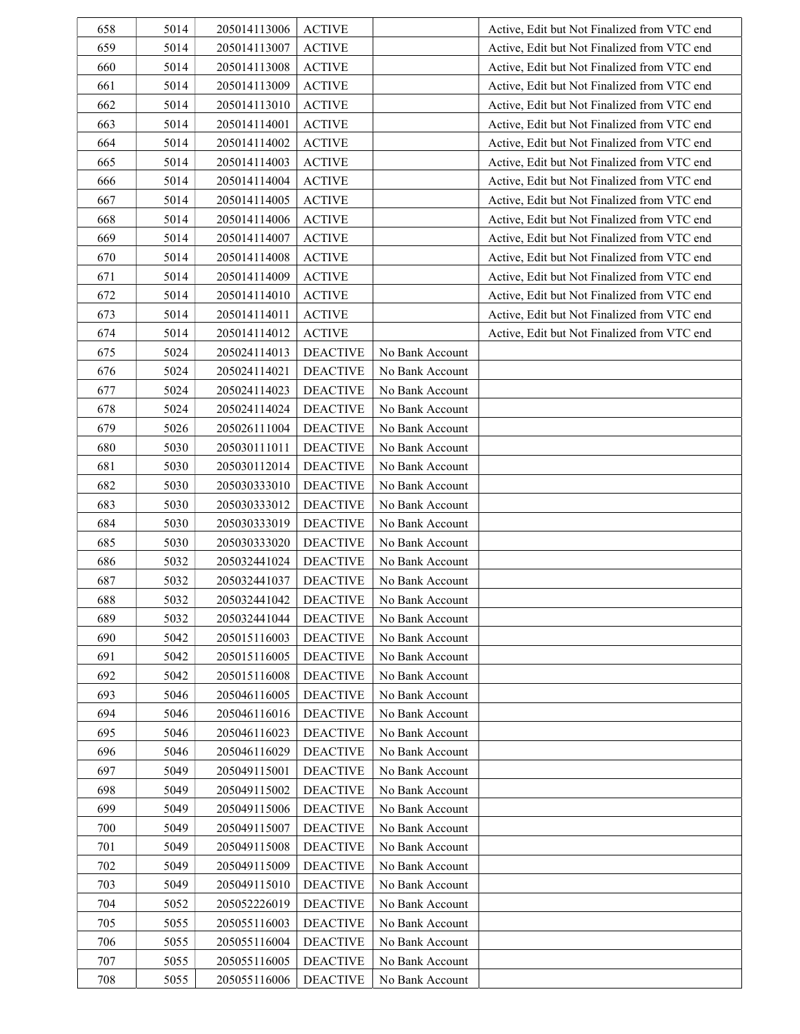| 658 | 5014 | 205014113006 | ACTIVE | | Active, Edit but Not Finalized from VTC end |
|---|---|---|---|---|---|
| 659 | 5014 | 205014113007 | ACTIVE | | Active, Edit but Not Finalized from VTC end |
| 660 | 5014 | 205014113008 | ACTIVE | | Active, Edit but Not Finalized from VTC end |
| 661 | 5014 | 205014113009 | ACTIVE | | Active, Edit but Not Finalized from VTC end |
| 662 | 5014 | 205014113010 | ACTIVE | | Active, Edit but Not Finalized from VTC end |
| 663 | 5014 | 205014114001 | ACTIVE | | Active, Edit but Not Finalized from VTC end |
| 664 | 5014 | 205014114002 | ACTIVE | | Active, Edit but Not Finalized from VTC end |
| 665 | 5014 | 205014114003 | ACTIVE | | Active, Edit but Not Finalized from VTC end |
| 666 | 5014 | 205014114004 | ACTIVE | | Active, Edit but Not Finalized from VTC end |
| 667 | 5014 | 205014114005 | ACTIVE | | Active, Edit but Not Finalized from VTC end |
| 668 | 5014 | 205014114006 | ACTIVE | | Active, Edit but Not Finalized from VTC end |
| 669 | 5014 | 205014114007 | ACTIVE | | Active, Edit but Not Finalized from VTC end |
| 670 | 5014 | 205014114008 | ACTIVE | | Active, Edit but Not Finalized from VTC end |
| 671 | 5014 | 205014114009 | ACTIVE | | Active, Edit but Not Finalized from VTC end |
| 672 | 5014 | 205014114010 | ACTIVE | | Active, Edit but Not Finalized from VTC end |
| 673 | 5014 | 205014114011 | ACTIVE | | Active, Edit but Not Finalized from VTC end |
| 674 | 5014 | 205014114012 | ACTIVE | | Active, Edit but Not Finalized from VTC end |
| 675 | 5024 | 205024114013 | DEACTIVE | No Bank Account | |
| 676 | 5024 | 205024114021 | DEACTIVE | No Bank Account | |
| 677 | 5024 | 205024114023 | DEACTIVE | No Bank Account | |
| 678 | 5024 | 205024114024 | DEACTIVE | No Bank Account | |
| 679 | 5026 | 205026111004 | DEACTIVE | No Bank Account | |
| 680 | 5030 | 205030111011 | DEACTIVE | No Bank Account | |
| 681 | 5030 | 205030112014 | DEACTIVE | No Bank Account | |
| 682 | 5030 | 205030333010 | DEACTIVE | No Bank Account | |
| 683 | 5030 | 205030333012 | DEACTIVE | No Bank Account | |
| 684 | 5030 | 205030333019 | DEACTIVE | No Bank Account | |
| 685 | 5030 | 205030333020 | DEACTIVE | No Bank Account | |
| 686 | 5032 | 205032441024 | DEACTIVE | No Bank Account | |
| 687 | 5032 | 205032441037 | DEACTIVE | No Bank Account | |
| 688 | 5032 | 205032441042 | DEACTIVE | No Bank Account | |
| 689 | 5032 | 205032441044 | DEACTIVE | No Bank Account | |
| 690 | 5042 | 205015116003 | DEACTIVE | No Bank Account | |
| 691 | 5042 | 205015116005 | DEACTIVE | No Bank Account | |
| 692 | 5042 | 205015116008 | DEACTIVE | No Bank Account | |
| 693 | 5046 | 205046116005 | DEACTIVE | No Bank Account | |
| 694 | 5046 | 205046116016 | DEACTIVE | No Bank Account | |
| 695 | 5046 | 205046116023 | DEACTIVE | No Bank Account | |
| 696 | 5046 | 205046116029 | DEACTIVE | No Bank Account | |
| 697 | 5049 | 205049115001 | DEACTIVE | No Bank Account | |
| 698 | 5049 | 205049115002 | DEACTIVE | No Bank Account | |
| 699 | 5049 | 205049115006 | DEACTIVE | No Bank Account | |
| 700 | 5049 | 205049115007 | DEACTIVE | No Bank Account | |
| 701 | 5049 | 205049115008 | DEACTIVE | No Bank Account | |
| 702 | 5049 | 205049115009 | DEACTIVE | No Bank Account | |
| 703 | 5049 | 205049115010 | DEACTIVE | No Bank Account | |
| 704 | 5052 | 205052226019 | DEACTIVE | No Bank Account | |
| 705 | 5055 | 205055116003 | DEACTIVE | No Bank Account | |
| 706 | 5055 | 205055116004 | DEACTIVE | No Bank Account | |
| 707 | 5055 | 205055116005 | DEACTIVE | No Bank Account | |
| 708 | 5055 | 205055116006 | DEACTIVE | No Bank Account | |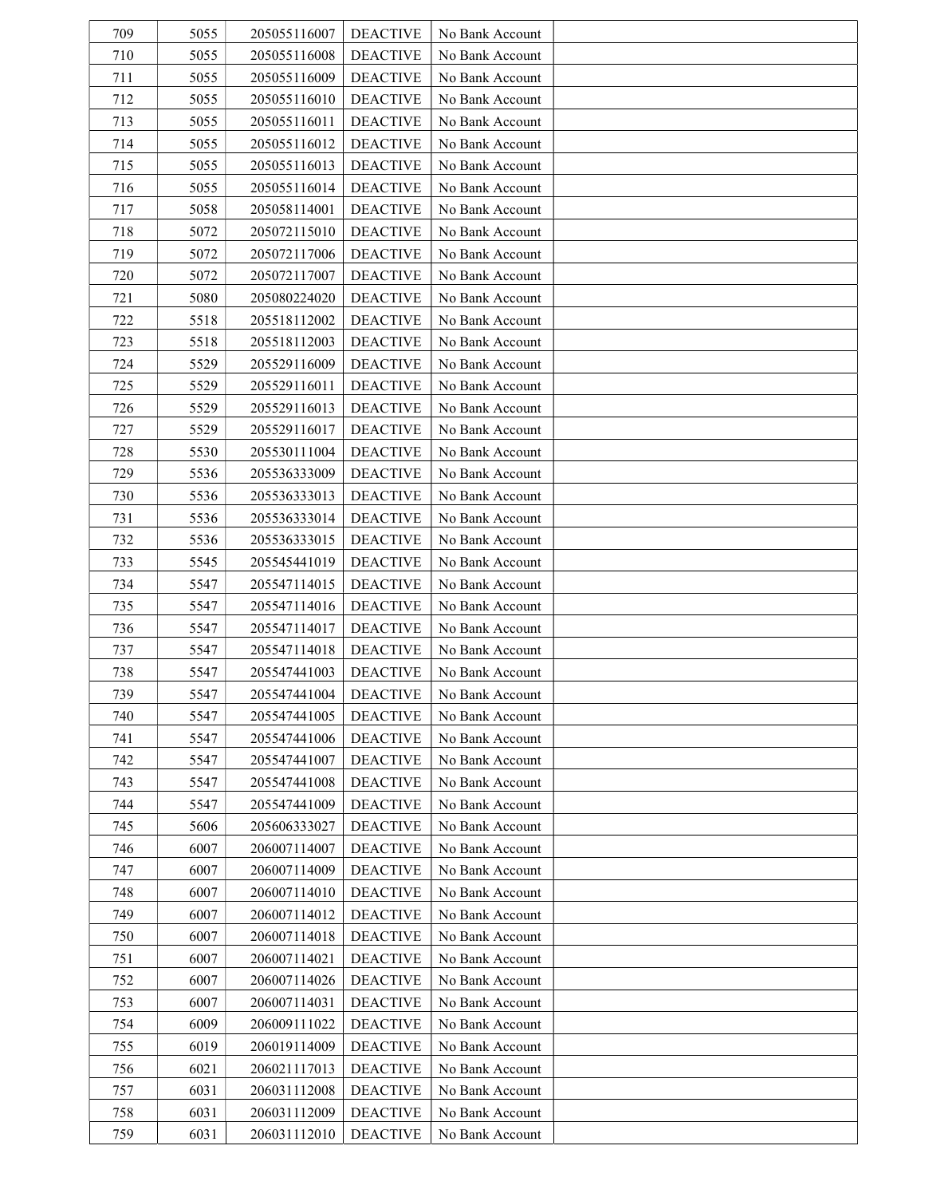| | | | | | |
|---|---|---|---|---|---|
| 709 | 5055 | 205055116007 | DEACTIVE | No Bank Account | |
| 710 | 5055 | 205055116008 | DEACTIVE | No Bank Account | |
| 711 | 5055 | 205055116009 | DEACTIVE | No Bank Account | |
| 712 | 5055 | 205055116010 | DEACTIVE | No Bank Account | |
| 713 | 5055 | 205055116011 | DEACTIVE | No Bank Account | |
| 714 | 5055 | 205055116012 | DEACTIVE | No Bank Account | |
| 715 | 5055 | 205055116013 | DEACTIVE | No Bank Account | |
| 716 | 5055 | 205055116014 | DEACTIVE | No Bank Account | |
| 717 | 5058 | 205058114001 | DEACTIVE | No Bank Account | |
| 718 | 5072 | 205072115010 | DEACTIVE | No Bank Account | |
| 719 | 5072 | 205072117006 | DEACTIVE | No Bank Account | |
| 720 | 5072 | 205072117007 | DEACTIVE | No Bank Account | |
| 721 | 5080 | 205080224020 | DEACTIVE | No Bank Account | |
| 722 | 5518 | 205518112002 | DEACTIVE | No Bank Account | |
| 723 | 5518 | 205518112003 | DEACTIVE | No Bank Account | |
| 724 | 5529 | 205529116009 | DEACTIVE | No Bank Account | |
| 725 | 5529 | 205529116011 | DEACTIVE | No Bank Account | |
| 726 | 5529 | 205529116013 | DEACTIVE | No Bank Account | |
| 727 | 5529 | 205529116017 | DEACTIVE | No Bank Account | |
| 728 | 5530 | 205530111004 | DEACTIVE | No Bank Account | |
| 729 | 5536 | 205536333009 | DEACTIVE | No Bank Account | |
| 730 | 5536 | 205536333013 | DEACTIVE | No Bank Account | |
| 731 | 5536 | 205536333014 | DEACTIVE | No Bank Account | |
| 732 | 5536 | 205536333015 | DEACTIVE | No Bank Account | |
| 733 | 5545 | 205545441019 | DEACTIVE | No Bank Account | |
| 734 | 5547 | 205547114015 | DEACTIVE | No Bank Account | |
| 735 | 5547 | 205547114016 | DEACTIVE | No Bank Account | |
| 736 | 5547 | 205547114017 | DEACTIVE | No Bank Account | |
| 737 | 5547 | 205547114018 | DEACTIVE | No Bank Account | |
| 738 | 5547 | 205547441003 | DEACTIVE | No Bank Account | |
| 739 | 5547 | 205547441004 | DEACTIVE | No Bank Account | |
| 740 | 5547 | 205547441005 | DEACTIVE | No Bank Account | |
| 741 | 5547 | 205547441006 | DEACTIVE | No Bank Account | |
| 742 | 5547 | 205547441007 | DEACTIVE | No Bank Account | |
| 743 | 5547 | 205547441008 | DEACTIVE | No Bank Account | |
| 744 | 5547 | 205547441009 | DEACTIVE | No Bank Account | |
| 745 | 5606 | 205606333027 | DEACTIVE | No Bank Account | |
| 746 | 6007 | 206007114007 | DEACTIVE | No Bank Account | |
| 747 | 6007 | 206007114009 | DEACTIVE | No Bank Account | |
| 748 | 6007 | 206007114010 | DEACTIVE | No Bank Account | |
| 749 | 6007 | 206007114012 | DEACTIVE | No Bank Account | |
| 750 | 6007 | 206007114018 | DEACTIVE | No Bank Account | |
| 751 | 6007 | 206007114021 | DEACTIVE | No Bank Account | |
| 752 | 6007 | 206007114026 | DEACTIVE | No Bank Account | |
| 753 | 6007 | 206007114031 | DEACTIVE | No Bank Account | |
| 754 | 6009 | 206009111022 | DEACTIVE | No Bank Account | |
| 755 | 6019 | 206019114009 | DEACTIVE | No Bank Account | |
| 756 | 6021 | 206021117013 | DEACTIVE | No Bank Account | |
| 757 | 6031 | 206031112008 | DEACTIVE | No Bank Account | |
| 758 | 6031 | 206031112009 | DEACTIVE | No Bank Account | |
| 759 | 6031 | 206031112010 | DEACTIVE | No Bank Account | |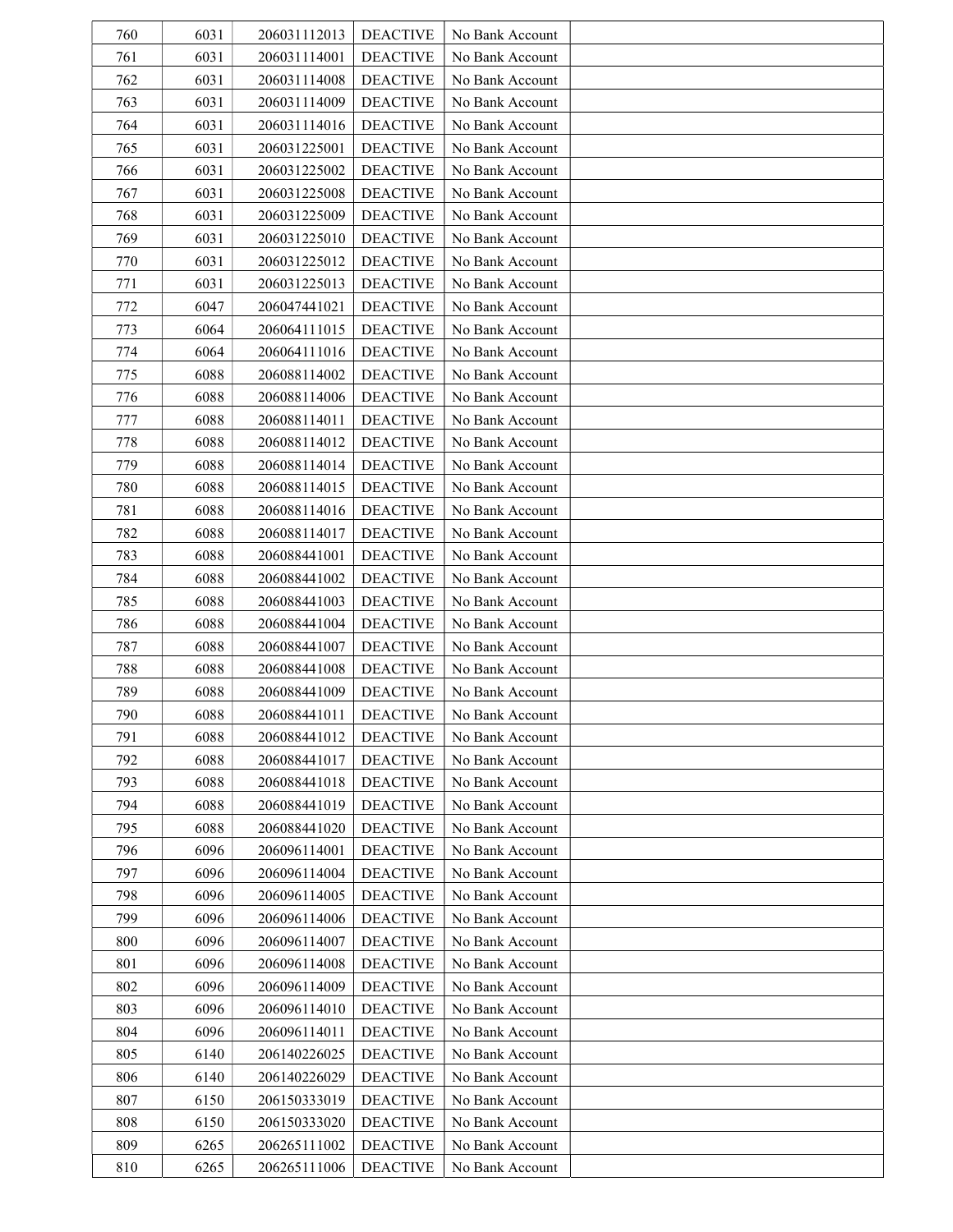| | | | | | |
|---|---|---|---|---|---|
| 760 | 6031 | 206031112013 | DEACTIVE | No Bank Account | |
| 761 | 6031 | 206031114001 | DEACTIVE | No Bank Account | |
| 762 | 6031 | 206031114008 | DEACTIVE | No Bank Account | |
| 763 | 6031 | 206031114009 | DEACTIVE | No Bank Account | |
| 764 | 6031 | 206031114016 | DEACTIVE | No Bank Account | |
| 765 | 6031 | 206031225001 | DEACTIVE | No Bank Account | |
| 766 | 6031 | 206031225002 | DEACTIVE | No Bank Account | |
| 767 | 6031 | 206031225008 | DEACTIVE | No Bank Account | |
| 768 | 6031 | 206031225009 | DEACTIVE | No Bank Account | |
| 769 | 6031 | 206031225010 | DEACTIVE | No Bank Account | |
| 770 | 6031 | 206031225012 | DEACTIVE | No Bank Account | |
| 771 | 6031 | 206031225013 | DEACTIVE | No Bank Account | |
| 772 | 6047 | 206047441021 | DEACTIVE | No Bank Account | |
| 773 | 6064 | 206064111015 | DEACTIVE | No Bank Account | |
| 774 | 6064 | 206064111016 | DEACTIVE | No Bank Account | |
| 775 | 6088 | 206088114002 | DEACTIVE | No Bank Account | |
| 776 | 6088 | 206088114006 | DEACTIVE | No Bank Account | |
| 777 | 6088 | 206088114011 | DEACTIVE | No Bank Account | |
| 778 | 6088 | 206088114012 | DEACTIVE | No Bank Account | |
| 779 | 6088 | 206088114014 | DEACTIVE | No Bank Account | |
| 780 | 6088 | 206088114015 | DEACTIVE | No Bank Account | |
| 781 | 6088 | 206088114016 | DEACTIVE | No Bank Account | |
| 782 | 6088 | 206088114017 | DEACTIVE | No Bank Account | |
| 783 | 6088 | 206088441001 | DEACTIVE | No Bank Account | |
| 784 | 6088 | 206088441002 | DEACTIVE | No Bank Account | |
| 785 | 6088 | 206088441003 | DEACTIVE | No Bank Account | |
| 786 | 6088 | 206088441004 | DEACTIVE | No Bank Account | |
| 787 | 6088 | 206088441007 | DEACTIVE | No Bank Account | |
| 788 | 6088 | 206088441008 | DEACTIVE | No Bank Account | |
| 789 | 6088 | 206088441009 | DEACTIVE | No Bank Account | |
| 790 | 6088 | 206088441011 | DEACTIVE | No Bank Account | |
| 791 | 6088 | 206088441012 | DEACTIVE | No Bank Account | |
| 792 | 6088 | 206088441017 | DEACTIVE | No Bank Account | |
| 793 | 6088 | 206088441018 | DEACTIVE | No Bank Account | |
| 794 | 6088 | 206088441019 | DEACTIVE | No Bank Account | |
| 795 | 6088 | 206088441020 | DEACTIVE | No Bank Account | |
| 796 | 6096 | 206096114001 | DEACTIVE | No Bank Account | |
| 797 | 6096 | 206096114004 | DEACTIVE | No Bank Account | |
| 798 | 6096 | 206096114005 | DEACTIVE | No Bank Account | |
| 799 | 6096 | 206096114006 | DEACTIVE | No Bank Account | |
| 800 | 6096 | 206096114007 | DEACTIVE | No Bank Account | |
| 801 | 6096 | 206096114008 | DEACTIVE | No Bank Account | |
| 802 | 6096 | 206096114009 | DEACTIVE | No Bank Account | |
| 803 | 6096 | 206096114010 | DEACTIVE | No Bank Account | |
| 804 | 6096 | 206096114011 | DEACTIVE | No Bank Account | |
| 805 | 6140 | 206140226025 | DEACTIVE | No Bank Account | |
| 806 | 6140 | 206140226029 | DEACTIVE | No Bank Account | |
| 807 | 6150 | 206150333019 | DEACTIVE | No Bank Account | |
| 808 | 6150 | 206150333020 | DEACTIVE | No Bank Account | |
| 809 | 6265 | 206265111002 | DEACTIVE | No Bank Account | |
| 810 | 6265 | 206265111006 | DEACTIVE | No Bank Account | |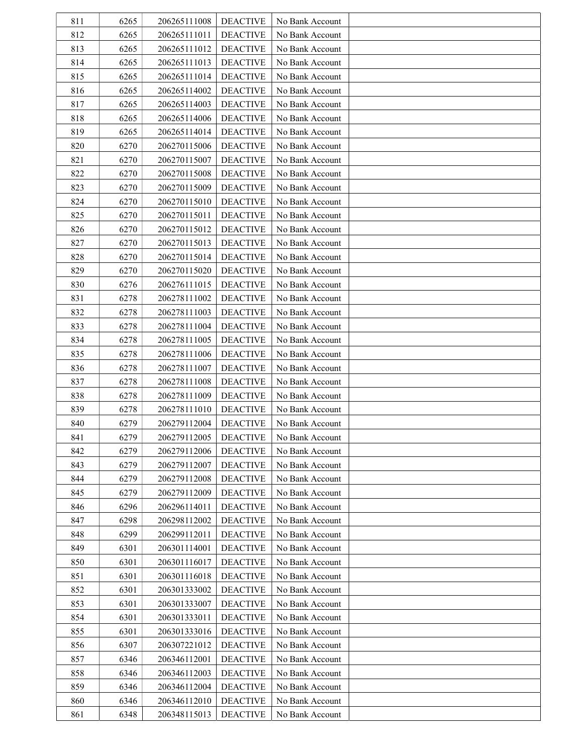| 811 | 6265 | 206265111008 | DEACTIVE | No Bank Account | |
|---|---|---|---|---|---|
| 812 | 6265 | 206265111011 | DEACTIVE | No Bank Account | |
| 813 | 6265 | 206265111012 | DEACTIVE | No Bank Account | |
| 814 | 6265 | 206265111013 | DEACTIVE | No Bank Account | |
| 815 | 6265 | 206265111014 | DEACTIVE | No Bank Account | |
| 816 | 6265 | 206265114002 | DEACTIVE | No Bank Account | |
| 817 | 6265 | 206265114003 | DEACTIVE | No Bank Account | |
| 818 | 6265 | 206265114006 | DEACTIVE | No Bank Account | |
| 819 | 6265 | 206265114014 | DEACTIVE | No Bank Account | |
| 820 | 6270 | 206270115006 | DEACTIVE | No Bank Account | |
| 821 | 6270 | 206270115007 | DEACTIVE | No Bank Account | |
| 822 | 6270 | 206270115008 | DEACTIVE | No Bank Account | |
| 823 | 6270 | 206270115009 | DEACTIVE | No Bank Account | |
| 824 | 6270 | 206270115010 | DEACTIVE | No Bank Account | |
| 825 | 6270 | 206270115011 | DEACTIVE | No Bank Account | |
| 826 | 6270 | 206270115012 | DEACTIVE | No Bank Account | |
| 827 | 6270 | 206270115013 | DEACTIVE | No Bank Account | |
| 828 | 6270 | 206270115014 | DEACTIVE | No Bank Account | |
| 829 | 6270 | 206270115020 | DEACTIVE | No Bank Account | |
| 830 | 6276 | 206276111015 | DEACTIVE | No Bank Account | |
| 831 | 6278 | 206278111002 | DEACTIVE | No Bank Account | |
| 832 | 6278 | 206278111003 | DEACTIVE | No Bank Account | |
| 833 | 6278 | 206278111004 | DEACTIVE | No Bank Account | |
| 834 | 6278 | 206278111005 | DEACTIVE | No Bank Account | |
| 835 | 6278 | 206278111006 | DEACTIVE | No Bank Account | |
| 836 | 6278 | 206278111007 | DEACTIVE | No Bank Account | |
| 837 | 6278 | 206278111008 | DEACTIVE | No Bank Account | |
| 838 | 6278 | 206278111009 | DEACTIVE | No Bank Account | |
| 839 | 6278 | 206278111010 | DEACTIVE | No Bank Account | |
| 840 | 6279 | 206279112004 | DEACTIVE | No Bank Account | |
| 841 | 6279 | 206279112005 | DEACTIVE | No Bank Account | |
| 842 | 6279 | 206279112006 | DEACTIVE | No Bank Account | |
| 843 | 6279 | 206279112007 | DEACTIVE | No Bank Account | |
| 844 | 6279 | 206279112008 | DEACTIVE | No Bank Account | |
| 845 | 6279 | 206279112009 | DEACTIVE | No Bank Account | |
| 846 | 6296 | 206296114011 | DEACTIVE | No Bank Account | |
| 847 | 6298 | 206298112002 | DEACTIVE | No Bank Account | |
| 848 | 6299 | 206299112011 | DEACTIVE | No Bank Account | |
| 849 | 6301 | 206301114001 | DEACTIVE | No Bank Account | |
| 850 | 6301 | 206301116017 | DEACTIVE | No Bank Account | |
| 851 | 6301 | 206301116018 | DEACTIVE | No Bank Account | |
| 852 | 6301 | 206301333002 | DEACTIVE | No Bank Account | |
| 853 | 6301 | 206301333007 | DEACTIVE | No Bank Account | |
| 854 | 6301 | 206301333011 | DEACTIVE | No Bank Account | |
| 855 | 6301 | 206301333016 | DEACTIVE | No Bank Account | |
| 856 | 6307 | 206307221012 | DEACTIVE | No Bank Account | |
| 857 | 6346 | 206346112001 | DEACTIVE | No Bank Account | |
| 858 | 6346 | 206346112003 | DEACTIVE | No Bank Account | |
| 859 | 6346 | 206346112004 | DEACTIVE | No Bank Account | |
| 860 | 6346 | 206346112010 | DEACTIVE | No Bank Account | |
| 861 | 6348 | 206348115013 | DEACTIVE | No Bank Account | |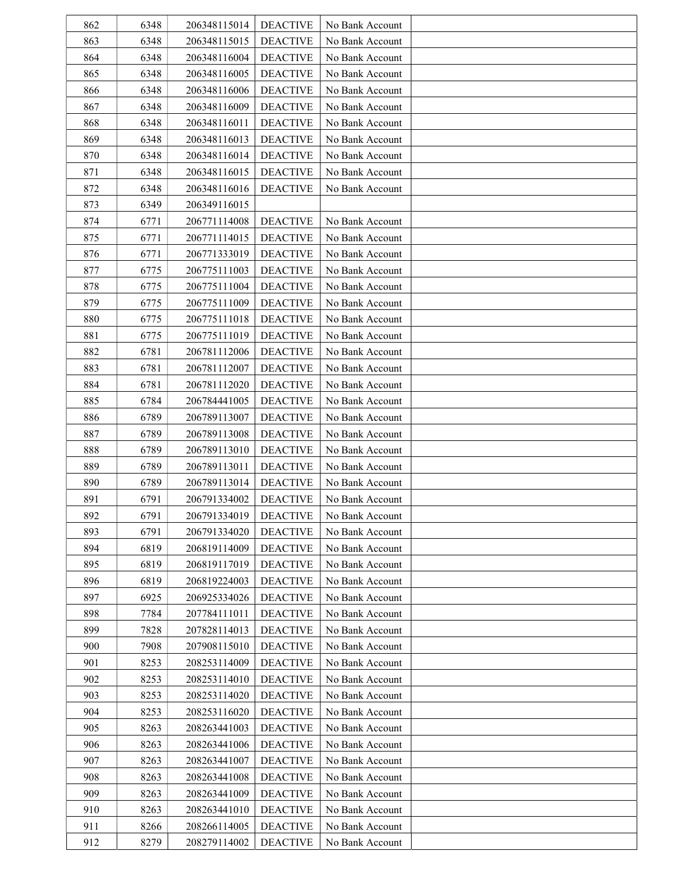| | | | | | |
|---|---|---|---|---|---|
| 862 | 6348 | 206348115014 | DEACTIVE | No Bank Account | |
| 863 | 6348 | 206348115015 | DEACTIVE | No Bank Account | |
| 864 | 6348 | 206348116004 | DEACTIVE | No Bank Account | |
| 865 | 6348 | 206348116005 | DEACTIVE | No Bank Account | |
| 866 | 6348 | 206348116006 | DEACTIVE | No Bank Account | |
| 867 | 6348 | 206348116009 | DEACTIVE | No Bank Account | |
| 868 | 6348 | 206348116011 | DEACTIVE | No Bank Account | |
| 869 | 6348 | 206348116013 | DEACTIVE | No Bank Account | |
| 870 | 6348 | 206348116014 | DEACTIVE | No Bank Account | |
| 871 | 6348 | 206348116015 | DEACTIVE | No Bank Account | |
| 872 | 6348 | 206348116016 | DEACTIVE | No Bank Account | |
| 873 | 6349 | 206349116015 | | | |
| 874 | 6771 | 206771114008 | DEACTIVE | No Bank Account | |
| 875 | 6771 | 206771114015 | DEACTIVE | No Bank Account | |
| 876 | 6771 | 206771333019 | DEACTIVE | No Bank Account | |
| 877 | 6775 | 206775111003 | DEACTIVE | No Bank Account | |
| 878 | 6775 | 206775111004 | DEACTIVE | No Bank Account | |
| 879 | 6775 | 206775111009 | DEACTIVE | No Bank Account | |
| 880 | 6775 | 206775111018 | DEACTIVE | No Bank Account | |
| 881 | 6775 | 206775111019 | DEACTIVE | No Bank Account | |
| 882 | 6781 | 206781112006 | DEACTIVE | No Bank Account | |
| 883 | 6781 | 206781112007 | DEACTIVE | No Bank Account | |
| 884 | 6781 | 206781112020 | DEACTIVE | No Bank Account | |
| 885 | 6784 | 206784441005 | DEACTIVE | No Bank Account | |
| 886 | 6789 | 206789113007 | DEACTIVE | No Bank Account | |
| 887 | 6789 | 206789113008 | DEACTIVE | No Bank Account | |
| 888 | 6789 | 206789113010 | DEACTIVE | No Bank Account | |
| 889 | 6789 | 206789113011 | DEACTIVE | No Bank Account | |
| 890 | 6789 | 206789113014 | DEACTIVE | No Bank Account | |
| 891 | 6791 | 206791334002 | DEACTIVE | No Bank Account | |
| 892 | 6791 | 206791334019 | DEACTIVE | No Bank Account | |
| 893 | 6791 | 206791334020 | DEACTIVE | No Bank Account | |
| 894 | 6819 | 206819114009 | DEACTIVE | No Bank Account | |
| 895 | 6819 | 206819117019 | DEACTIVE | No Bank Account | |
| 896 | 6819 | 206819224003 | DEACTIVE | No Bank Account | |
| 897 | 6925 | 206925334026 | DEACTIVE | No Bank Account | |
| 898 | 7784 | 207784111011 | DEACTIVE | No Bank Account | |
| 899 | 7828 | 207828114013 | DEACTIVE | No Bank Account | |
| 900 | 7908 | 207908115010 | DEACTIVE | No Bank Account | |
| 901 | 8253 | 208253114009 | DEACTIVE | No Bank Account | |
| 902 | 8253 | 208253114010 | DEACTIVE | No Bank Account | |
| 903 | 8253 | 208253114020 | DEACTIVE | No Bank Account | |
| 904 | 8253 | 208253116020 | DEACTIVE | No Bank Account | |
| 905 | 8263 | 208263441003 | DEACTIVE | No Bank Account | |
| 906 | 8263 | 208263441006 | DEACTIVE | No Bank Account | |
| 907 | 8263 | 208263441007 | DEACTIVE | No Bank Account | |
| 908 | 8263 | 208263441008 | DEACTIVE | No Bank Account | |
| 909 | 8263 | 208263441009 | DEACTIVE | No Bank Account | |
| 910 | 8263 | 208263441010 | DEACTIVE | No Bank Account | |
| 911 | 8266 | 208266114005 | DEACTIVE | No Bank Account | |
| 912 | 8279 | 208279114002 | DEACTIVE | No Bank Account | |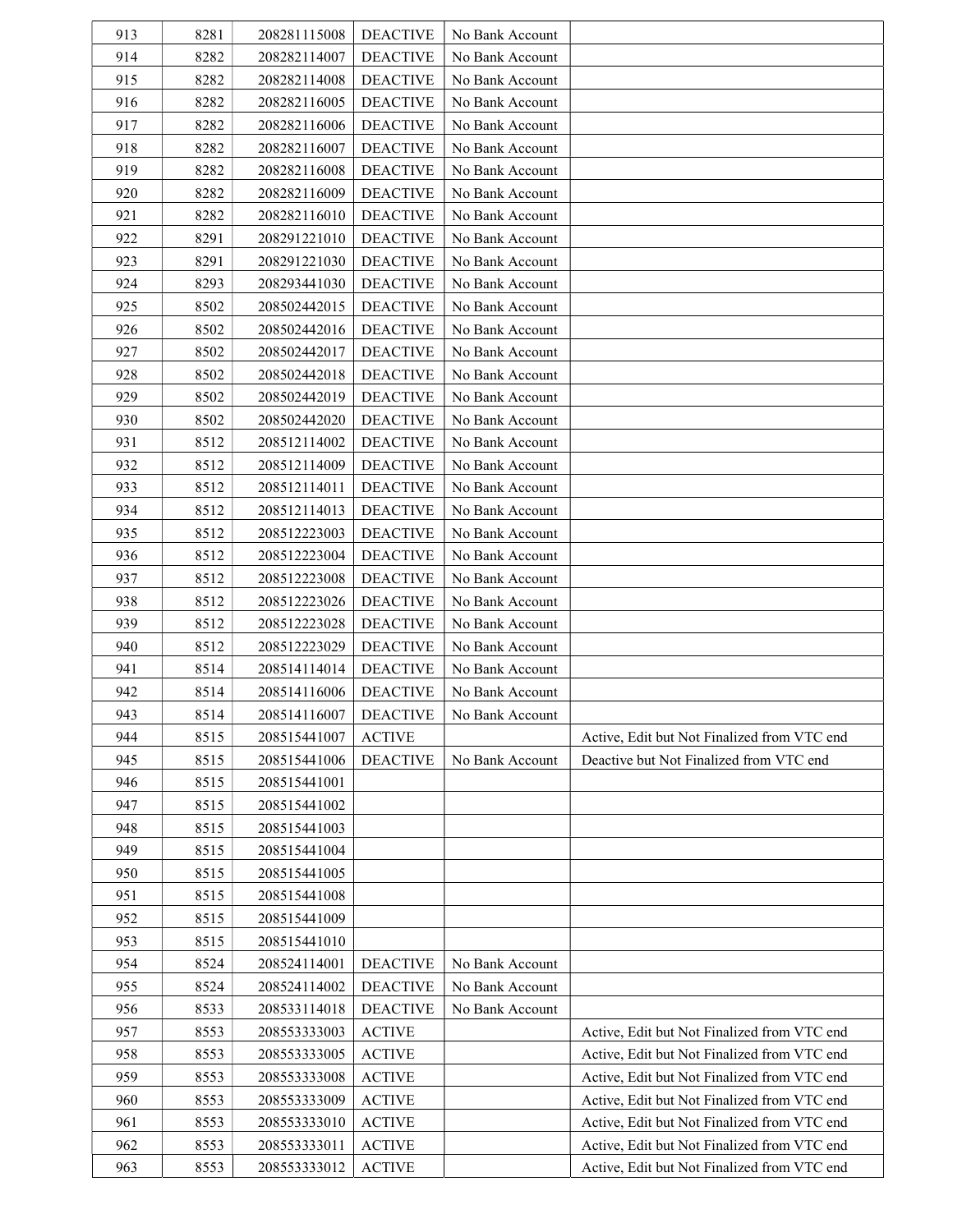| | | | | | |
|---|---|---|---|---|---|
| 913 | 8281 | 208281115008 | DEACTIVE | No Bank Account | |
| 914 | 8282 | 208282114007 | DEACTIVE | No Bank Account | |
| 915 | 8282 | 208282114008 | DEACTIVE | No Bank Account | |
| 916 | 8282 | 208282116005 | DEACTIVE | No Bank Account | |
| 917 | 8282 | 208282116006 | DEACTIVE | No Bank Account | |
| 918 | 8282 | 208282116007 | DEACTIVE | No Bank Account | |
| 919 | 8282 | 208282116008 | DEACTIVE | No Bank Account | |
| 920 | 8282 | 208282116009 | DEACTIVE | No Bank Account | |
| 921 | 8282 | 208282116010 | DEACTIVE | No Bank Account | |
| 922 | 8291 | 208291221010 | DEACTIVE | No Bank Account | |
| 923 | 8291 | 208291221030 | DEACTIVE | No Bank Account | |
| 924 | 8293 | 208293441030 | DEACTIVE | No Bank Account | |
| 925 | 8502 | 208502442015 | DEACTIVE | No Bank Account | |
| 926 | 8502 | 208502442016 | DEACTIVE | No Bank Account | |
| 927 | 8502 | 208502442017 | DEACTIVE | No Bank Account | |
| 928 | 8502 | 208502442018 | DEACTIVE | No Bank Account | |
| 929 | 8502 | 208502442019 | DEACTIVE | No Bank Account | |
| 930 | 8502 | 208502442020 | DEACTIVE | No Bank Account | |
| 931 | 8512 | 208512114002 | DEACTIVE | No Bank Account | |
| 932 | 8512 | 208512114009 | DEACTIVE | No Bank Account | |
| 933 | 8512 | 208512114011 | DEACTIVE | No Bank Account | |
| 934 | 8512 | 208512114013 | DEACTIVE | No Bank Account | |
| 935 | 8512 | 208512223003 | DEACTIVE | No Bank Account | |
| 936 | 8512 | 208512223004 | DEACTIVE | No Bank Account | |
| 937 | 8512 | 208512223008 | DEACTIVE | No Bank Account | |
| 938 | 8512 | 208512223026 | DEACTIVE | No Bank Account | |
| 939 | 8512 | 208512223028 | DEACTIVE | No Bank Account | |
| 940 | 8512 | 208512223029 | DEACTIVE | No Bank Account | |
| 941 | 8514 | 208514114014 | DEACTIVE | No Bank Account | |
| 942 | 8514 | 208514116006 | DEACTIVE | No Bank Account | |
| 943 | 8514 | 208514116007 | DEACTIVE | No Bank Account | |
| 944 | 8515 | 208515441007 | ACTIVE | | Active, Edit but Not Finalized from VTC end |
| 945 | 8515 | 208515441006 | DEACTIVE | No Bank Account | Deactive but Not Finalized from VTC end |
| 946 | 8515 | 208515441001 | | | |
| 947 | 8515 | 208515441002 | | | |
| 948 | 8515 | 208515441003 | | | |
| 949 | 8515 | 208515441004 | | | |
| 950 | 8515 | 208515441005 | | | |
| 951 | 8515 | 208515441008 | | | |
| 952 | 8515 | 208515441009 | | | |
| 953 | 8515 | 208515441010 | | | |
| 954 | 8524 | 208524114001 | DEACTIVE | No Bank Account | |
| 955 | 8524 | 208524114002 | DEACTIVE | No Bank Account | |
| 956 | 8533 | 208533114018 | DEACTIVE | No Bank Account | |
| 957 | 8553 | 208553333003 | ACTIVE | | Active, Edit but Not Finalized from VTC end |
| 958 | 8553 | 208553333005 | ACTIVE | | Active, Edit but Not Finalized from VTC end |
| 959 | 8553 | 208553333008 | ACTIVE | | Active, Edit but Not Finalized from VTC end |
| 960 | 8553 | 208553333009 | ACTIVE | | Active, Edit but Not Finalized from VTC end |
| 961 | 8553 | 208553333010 | ACTIVE | | Active, Edit but Not Finalized from VTC end |
| 962 | 8553 | 208553333011 | ACTIVE | | Active, Edit but Not Finalized from VTC end |
| 963 | 8553 | 208553333012 | ACTIVE | | Active, Edit but Not Finalized from VTC end |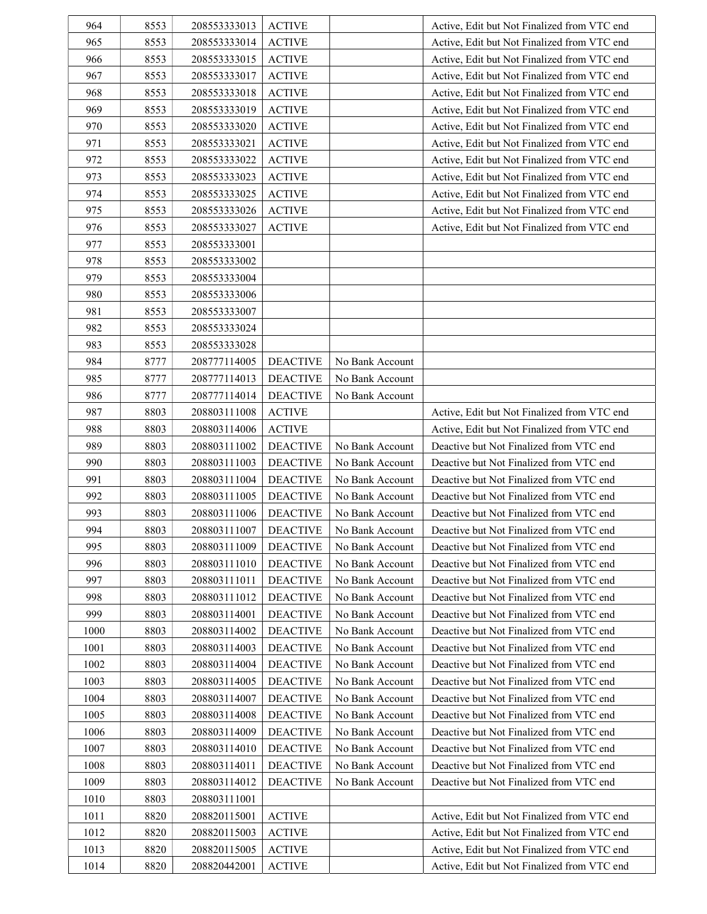| 964 | 8553 | 208553333013 | ACTIVE | | Active, Edit but Not Finalized from VTC end |
|---|---|---|---|---|---|
| 965 | 8553 | 208553333014 | ACTIVE | | Active, Edit but Not Finalized from VTC end |
| 966 | 8553 | 208553333015 | ACTIVE | | Active, Edit but Not Finalized from VTC end |
| 967 | 8553 | 208553333017 | ACTIVE | | Active, Edit but Not Finalized from VTC end |
| 968 | 8553 | 208553333018 | ACTIVE | | Active, Edit but Not Finalized from VTC end |
| 969 | 8553 | 208553333019 | ACTIVE | | Active, Edit but Not Finalized from VTC end |
| 970 | 8553 | 208553333020 | ACTIVE | | Active, Edit but Not Finalized from VTC end |
| 971 | 8553 | 208553333021 | ACTIVE | | Active, Edit but Not Finalized from VTC end |
| 972 | 8553 | 208553333022 | ACTIVE | | Active, Edit but Not Finalized from VTC end |
| 973 | 8553 | 208553333023 | ACTIVE | | Active, Edit but Not Finalized from VTC end |
| 974 | 8553 | 208553333025 | ACTIVE | | Active, Edit but Not Finalized from VTC end |
| 975 | 8553 | 208553333026 | ACTIVE | | Active, Edit but Not Finalized from VTC end |
| 976 | 8553 | 208553333027 | ACTIVE | | Active, Edit but Not Finalized from VTC end |
| 977 | 8553 | 208553333001 | | | |
| 978 | 8553 | 208553333002 | | | |
| 979 | 8553 | 208553333004 | | | |
| 980 | 8553 | 208553333006 | | | |
| 981 | 8553 | 208553333007 | | | |
| 982 | 8553 | 208553333024 | | | |
| 983 | 8553 | 208553333028 | | | |
| 984 | 8777 | 208777114005 | DEACTIVE | No Bank Account | |
| 985 | 8777 | 208777114013 | DEACTIVE | No Bank Account | |
| 986 | 8777 | 208777114014 | DEACTIVE | No Bank Account | |
| 987 | 8803 | 208803111008 | ACTIVE | | Active, Edit but Not Finalized from VTC end |
| 988 | 8803 | 208803114006 | ACTIVE | | Active, Edit but Not Finalized from VTC end |
| 989 | 8803 | 208803111002 | DEACTIVE | No Bank Account | Deactive but Not Finalized from VTC end |
| 990 | 8803 | 208803111003 | DEACTIVE | No Bank Account | Deactive but Not Finalized from VTC end |
| 991 | 8803 | 208803111004 | DEACTIVE | No Bank Account | Deactive but Not Finalized from VTC end |
| 992 | 8803 | 208803111005 | DEACTIVE | No Bank Account | Deactive but Not Finalized from VTC end |
| 993 | 8803 | 208803111006 | DEACTIVE | No Bank Account | Deactive but Not Finalized from VTC end |
| 994 | 8803 | 208803111007 | DEACTIVE | No Bank Account | Deactive but Not Finalized from VTC end |
| 995 | 8803 | 208803111009 | DEACTIVE | No Bank Account | Deactive but Not Finalized from VTC end |
| 996 | 8803 | 208803111010 | DEACTIVE | No Bank Account | Deactive but Not Finalized from VTC end |
| 997 | 8803 | 208803111011 | DEACTIVE | No Bank Account | Deactive but Not Finalized from VTC end |
| 998 | 8803 | 208803111012 | DEACTIVE | No Bank Account | Deactive but Not Finalized from VTC end |
| 999 | 8803 | 208803114001 | DEACTIVE | No Bank Account | Deactive but Not Finalized from VTC end |
| 1000 | 8803 | 208803114002 | DEACTIVE | No Bank Account | Deactive but Not Finalized from VTC end |
| 1001 | 8803 | 208803114003 | DEACTIVE | No Bank Account | Deactive but Not Finalized from VTC end |
| 1002 | 8803 | 208803114004 | DEACTIVE | No Bank Account | Deactive but Not Finalized from VTC end |
| 1003 | 8803 | 208803114005 | DEACTIVE | No Bank Account | Deactive but Not Finalized from VTC end |
| 1004 | 8803 | 208803114007 | DEACTIVE | No Bank Account | Deactive but Not Finalized from VTC end |
| 1005 | 8803 | 208803114008 | DEACTIVE | No Bank Account | Deactive but Not Finalized from VTC end |
| 1006 | 8803 | 208803114009 | DEACTIVE | No Bank Account | Deactive but Not Finalized from VTC end |
| 1007 | 8803 | 208803114010 | DEACTIVE | No Bank Account | Deactive but Not Finalized from VTC end |
| 1008 | 8803 | 208803114011 | DEACTIVE | No Bank Account | Deactive but Not Finalized from VTC end |
| 1009 | 8803 | 208803114012 | DEACTIVE | No Bank Account | Deactive but Not Finalized from VTC end |
| 1010 | 8803 | 208803111001 | | | |
| 1011 | 8820 | 208820115001 | ACTIVE | | Active, Edit but Not Finalized from VTC end |
| 1012 | 8820 | 208820115003 | ACTIVE | | Active, Edit but Not Finalized from VTC end |
| 1013 | 8820 | 208820115005 | ACTIVE | | Active, Edit but Not Finalized from VTC end |
| 1014 | 8820 | 208820442001 | ACTIVE | | Active, Edit but Not Finalized from VTC end |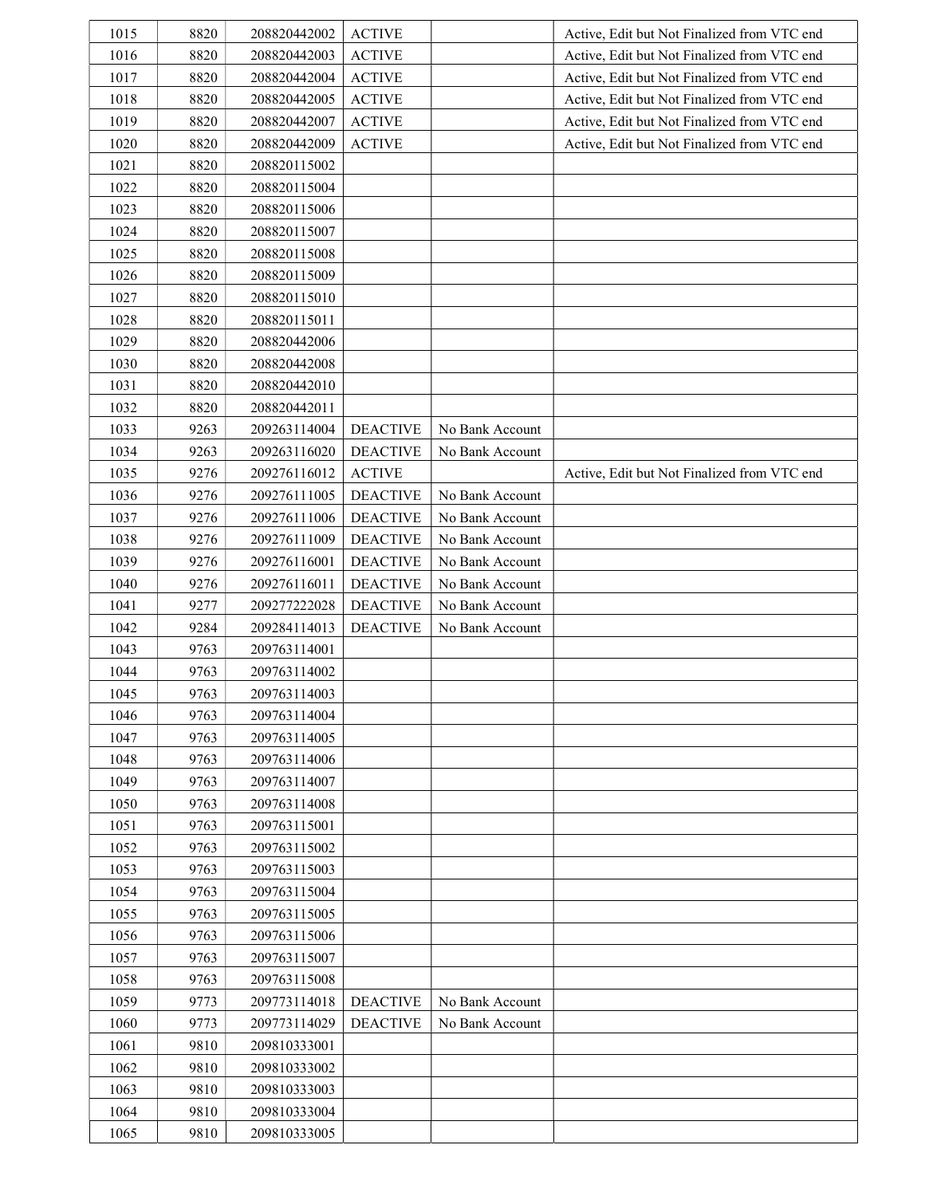| | | | | | |
|---|---|---|---|---|---|
| 1015 | 8820 | 208820442002 | ACTIVE | | Active, Edit but Not Finalized from VTC end |
| 1016 | 8820 | 208820442003 | ACTIVE | | Active, Edit but Not Finalized from VTC end |
| 1017 | 8820 | 208820442004 | ACTIVE | | Active, Edit but Not Finalized from VTC end |
| 1018 | 8820 | 208820442005 | ACTIVE | | Active, Edit but Not Finalized from VTC end |
| 1019 | 8820 | 208820442007 | ACTIVE | | Active, Edit but Not Finalized from VTC end |
| 1020 | 8820 | 208820442009 | ACTIVE | | Active, Edit but Not Finalized from VTC end |
| 1021 | 8820 | 208820115002 | | | |
| 1022 | 8820 | 208820115004 | | | |
| 1023 | 8820 | 208820115006 | | | |
| 1024 | 8820 | 208820115007 | | | |
| 1025 | 8820 | 208820115008 | | | |
| 1026 | 8820 | 208820115009 | | | |
| 1027 | 8820 | 208820115010 | | | |
| 1028 | 8820 | 208820115011 | | | |
| 1029 | 8820 | 208820442006 | | | |
| 1030 | 8820 | 208820442008 | | | |
| 1031 | 8820 | 208820442010 | | | |
| 1032 | 8820 | 208820442011 | | | |
| 1033 | 9263 | 209263114004 | DEACTIVE | No Bank Account | |
| 1034 | 9263 | 209263116020 | DEACTIVE | No Bank Account | |
| 1035 | 9276 | 209276116012 | ACTIVE | | Active, Edit but Not Finalized from VTC end |
| 1036 | 9276 | 209276111005 | DEACTIVE | No Bank Account | |
| 1037 | 9276 | 209276111006 | DEACTIVE | No Bank Account | |
| 1038 | 9276 | 209276111009 | DEACTIVE | No Bank Account | |
| 1039 | 9276 | 209276116001 | DEACTIVE | No Bank Account | |
| 1040 | 9276 | 209276116011 | DEACTIVE | No Bank Account | |
| 1041 | 9277 | 209277222028 | DEACTIVE | No Bank Account | |
| 1042 | 9284 | 209284114013 | DEACTIVE | No Bank Account | |
| 1043 | 9763 | 209763114001 | | | |
| 1044 | 9763 | 209763114002 | | | |
| 1045 | 9763 | 209763114003 | | | |
| 1046 | 9763 | 209763114004 | | | |
| 1047 | 9763 | 209763114005 | | | |
| 1048 | 9763 | 209763114006 | | | |
| 1049 | 9763 | 209763114007 | | | |
| 1050 | 9763 | 209763114008 | | | |
| 1051 | 9763 | 209763115001 | | | |
| 1052 | 9763 | 209763115002 | | | |
| 1053 | 9763 | 209763115003 | | | |
| 1054 | 9763 | 209763115004 | | | |
| 1055 | 9763 | 209763115005 | | | |
| 1056 | 9763 | 209763115006 | | | |
| 1057 | 9763 | 209763115007 | | | |
| 1058 | 9763 | 209763115008 | | | |
| 1059 | 9773 | 209773114018 | DEACTIVE | No Bank Account | |
| 1060 | 9773 | 209773114029 | DEACTIVE | No Bank Account | |
| 1061 | 9810 | 209810333001 | | | |
| 1062 | 9810 | 209810333002 | | | |
| 1063 | 9810 | 209810333003 | | | |
| 1064 | 9810 | 209810333004 | | | |
| 1065 | 9810 | 209810333005 | | | |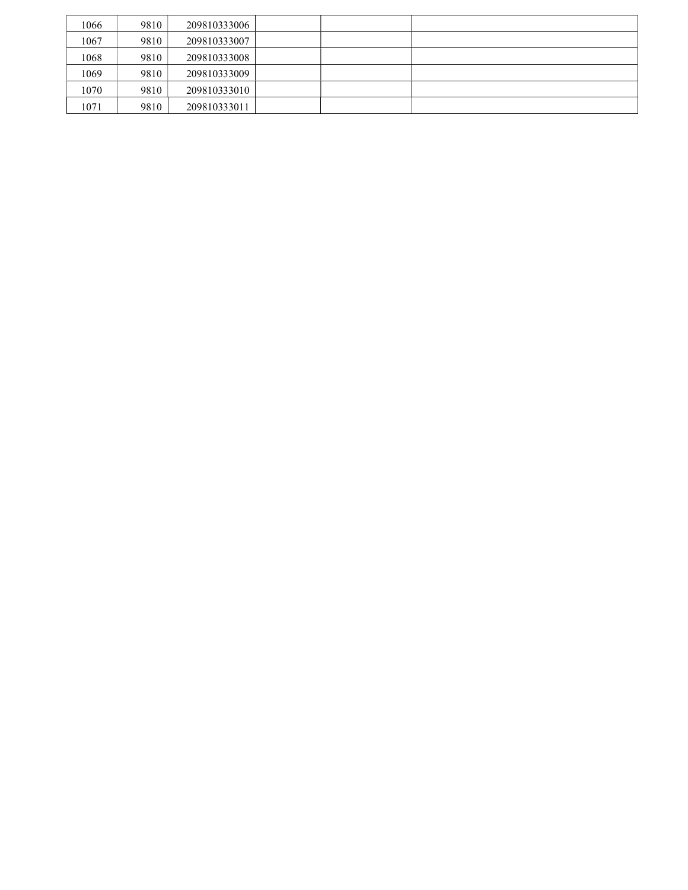| | | | | | |
|---|---|---|---|---|---|
| 1066 | 9810 | 209810333006 | | | |
| 1067 | 9810 | 209810333007 | | | |
| 1068 | 9810 | 209810333008 | | | |
| 1069 | 9810 | 209810333009 | | | |
| 1070 | 9810 | 209810333010 | | | |
| 1071 | 9810 | 209810333011 | | | |